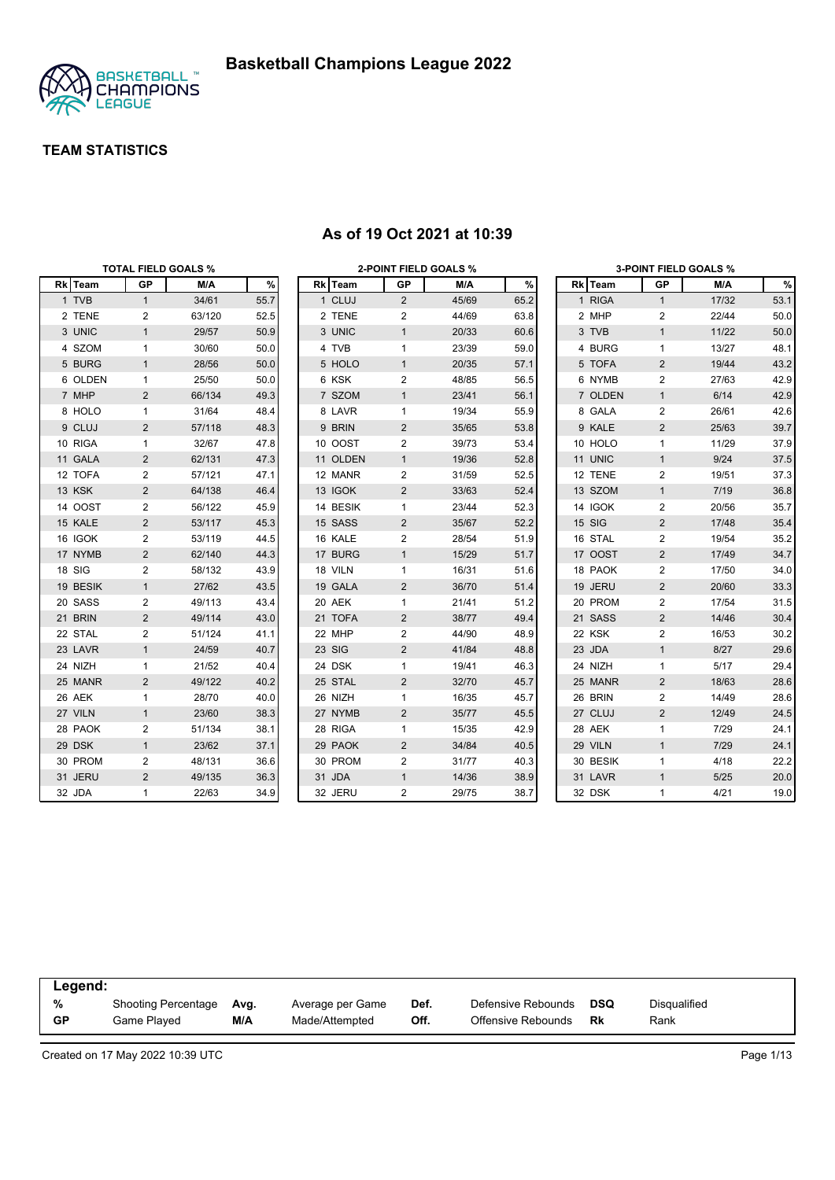# Basketball Champions League 2022

## TEAM STATISTICS

### As of 19 Oct 2021 at 10:39

**TOTAL FIELD GOALS %**

| Rk | Team | GP | M/A | % |
|---|---|---|---|---|
| 1 | TVB | 1 | 34/61 | 55.7 |
| 2 | TENE | 2 | 63/120 | 52.5 |
| 3 | UNIC | 1 | 29/57 | 50.9 |
| 4 | SZOM | 1 | 30/60 | 50.0 |
| 5 | BURG | 1 | 28/56 | 50.0 |
| 6 | OLDEN | 1 | 25/50 | 50.0 |
| 7 | MHP | 2 | 66/134 | 49.3 |
| 8 | HOLO | 1 | 31/64 | 48.4 |
| 9 | CLUJ | 2 | 57/118 | 48.3 |
| 10 | RIGA | 1 | 32/67 | 47.8 |
| 11 | GALA | 2 | 62/131 | 47.3 |
| 12 | TOFA | 2 | 57/121 | 47.1 |
| 13 | KSK | 2 | 64/138 | 46.4 |
| 14 | OOST | 2 | 56/122 | 45.9 |
| 15 | KALE | 2 | 53/117 | 45.3 |
| 16 | IGOK | 2 | 53/119 | 44.5 |
| 17 | NYMB | 2 | 62/140 | 44.3 |
| 18 | SIG | 2 | 58/132 | 43.9 |
| 19 | BESIK | 1 | 27/62 | 43.5 |
| 20 | SASS | 2 | 49/113 | 43.4 |
| 21 | BRIN | 2 | 49/114 | 43.0 |
| 22 | STAL | 2 | 51/124 | 41.1 |
| 23 | LAVR | 1 | 24/59 | 40.7 |
| 24 | NIZH | 1 | 21/52 | 40.4 |
| 25 | MANR | 2 | 49/122 | 40.2 |
| 26 | AEK | 1 | 28/70 | 40.0 |
| 27 | VILN | 1 | 23/60 | 38.3 |
| 28 | PAOK | 2 | 51/134 | 38.1 |
| 29 | DSK | 1 | 23/62 | 37.1 |
| 30 | PROM | 2 | 48/131 | 36.6 |
| 31 | JERU | 2 | 49/135 | 36.3 |
| 32 | JDA | 1 | 22/63 | 34.9 |

**2-POINT FIELD GOALS %**

| Rk | Team | GP | M/A | % |
|---|---|---|---|---|
| 1 | CLUJ | 2 | 45/69 | 65.2 |
| 2 | TENE | 2 | 44/69 | 63.8 |
| 3 | UNIC | 1 | 20/33 | 60.6 |
| 4 | TVB | 1 | 23/39 | 59.0 |
| 5 | HOLO | 1 | 20/35 | 57.1 |
| 6 | KSK | 2 | 48/85 | 56.5 |
| 7 | SZOM | 1 | 23/41 | 56.1 |
| 8 | LAVR | 1 | 19/34 | 55.9 |
| 9 | BRIN | 2 | 35/65 | 53.8 |
| 10 | OOST | 2 | 39/73 | 53.4 |
| 11 | OLDEN | 1 | 19/36 | 52.8 |
| 12 | MANR | 2 | 31/59 | 52.5 |
| 13 | IGOK | 2 | 33/63 | 52.4 |
| 14 | BESIK | 1 | 23/44 | 52.3 |
| 15 | SASS | 2 | 35/67 | 52.2 |
| 16 | KALE | 2 | 28/54 | 51.9 |
| 17 | BURG | 1 | 15/29 | 51.7 |
| 18 | VILN | 1 | 16/31 | 51.6 |
| 19 | GALA | 2 | 36/70 | 51.4 |
| 20 | AEK | 1 | 21/41 | 51.2 |
| 21 | TOFA | 2 | 38/77 | 49.4 |
| 22 | MHP | 2 | 44/90 | 48.9 |
| 23 | SIG | 2 | 41/84 | 48.8 |
| 24 | DSK | 1 | 19/41 | 46.3 |
| 25 | STAL | 2 | 32/70 | 45.7 |
| 26 | NIZH | 1 | 16/35 | 45.7 |
| 27 | NYMB | 2 | 35/77 | 45.5 |
| 28 | RIGA | 1 | 15/35 | 42.9 |
| 29 | PAOK | 2 | 34/84 | 40.5 |
| 30 | PROM | 2 | 31/77 | 40.3 |
| 31 | JDA | 1 | 14/36 | 38.9 |
| 32 | JERU | 2 | 29/75 | 38.7 |

**3-POINT FIELD GOALS %**

| Rk | Team | GP | M/A | % |
|---|---|---|---|---|
| 1 | RIGA | 1 | 17/32 | 53.1 |
| 2 | MHP | 2 | 22/44 | 50.0 |
| 3 | TVB | 1 | 11/22 | 50.0 |
| 4 | BURG | 1 | 13/27 | 48.1 |
| 5 | TOFA | 2 | 19/44 | 43.2 |
| 6 | NYMB | 2 | 27/63 | 42.9 |
| 7 | OLDEN | 1 | 6/14 | 42.9 |
| 8 | GALA | 2 | 26/61 | 42.6 |
| 9 | KALE | 2 | 25/63 | 39.7 |
| 10 | HOLO | 1 | 11/29 | 37.9 |
| 11 | UNIC | 1 | 9/24 | 37.5 |
| 12 | TENE | 2 | 19/51 | 37.3 |
| 13 | SZOM | 1 | 7/19 | 36.8 |
| 14 | IGOK | 2 | 20/56 | 35.7 |
| 15 | SIG | 2 | 17/48 | 35.4 |
| 16 | STAL | 2 | 19/54 | 35.2 |
| 17 | OOST | 2 | 17/49 | 34.7 |
| 18 | PAOK | 2 | 17/50 | 34.0 |
| 19 | JERU | 2 | 20/60 | 33.3 |
| 20 | PROM | 2 | 17/54 | 31.5 |
| 21 | SASS | 2 | 14/46 | 30.4 |
| 22 | KSK | 2 | 16/53 | 30.2 |
| 23 | JDA | 1 | 8/27 | 29.6 |
| 24 | NIZH | 1 | 5/17 | 29.4 |
| 25 | MANR | 2 | 18/63 | 28.6 |
| 26 | BRIN | 2 | 14/49 | 28.6 |
| 27 | CLUJ | 2 | 12/49 | 24.5 |
| 28 | AEK | 1 | 7/29 | 24.1 |
| 29 | VILN | 1 | 7/29 | 24.1 |
| 30 | BESIK | 1 | 4/18 | 22.2 |
| 31 | LAVR | 1 | 5/25 | 20.0 |
| 32 | DSK | 1 | 4/21 | 19.0 |

**Legend:**

| | | | | | | | |
|---|---|---|---|---|---|---|---|
| % | Shooting Percentage | Avg. | Average per Game | Def. | Defensive Rebounds | DSQ | Disqualified |
| GP | Game Played | M/A | Made/Attempted | Off. | Offensive Rebounds | Rk | Rank |

Created on 17 May 2022 10:39 UTC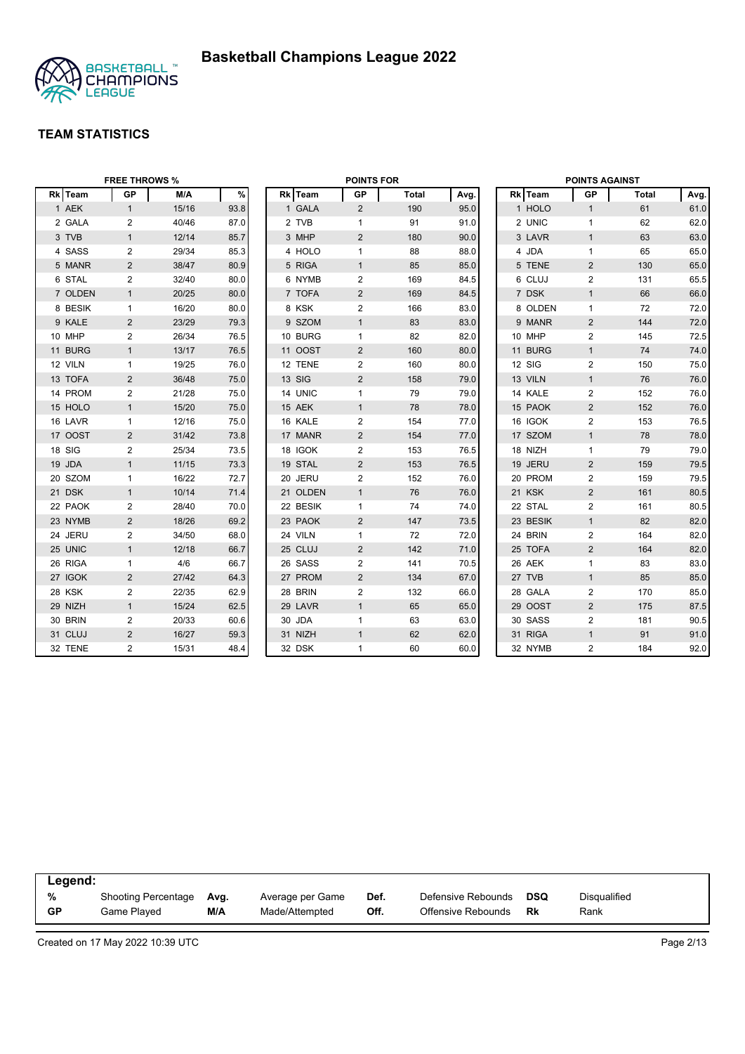# Basketball Champions League 2022

## TEAM STATISTICS

### FREE THROWS %

| Rk | Team | GP | M/A | % |
|---|---|---|---|---|
| 1 | AEK | 1 | 15/16 | 93.8 |
| 2 | GALA | 2 | 40/46 | 87.0 |
| 3 | TVB | 1 | 12/14 | 85.7 |
| 4 | SASS | 2 | 29/34 | 85.3 |
| 5 | MANR | 2 | 38/47 | 80.9 |
| 6 | STAL | 2 | 32/40 | 80.0 |
| 7 | OLDEN | 1 | 20/25 | 80.0 |
| 8 | BESIK | 1 | 16/20 | 80.0 |
| 9 | KALE | 2 | 23/29 | 79.3 |
| 10 | MHP | 2 | 26/34 | 76.5 |
| 11 | BURG | 1 | 13/17 | 76.5 |
| 12 | VILN | 1 | 19/25 | 76.0 |
| 13 | TOFA | 2 | 36/48 | 75.0 |
| 14 | PROM | 2 | 21/28 | 75.0 |
| 15 | HOLO | 1 | 15/20 | 75.0 |
| 16 | LAVR | 1 | 12/16 | 75.0 |
| 17 | OOST | 2 | 31/42 | 73.8 |
| 18 | SIG | 2 | 25/34 | 73.5 |
| 19 | JDA | 1 | 11/15 | 73.3 |
| 20 | SZOM | 1 | 16/22 | 72.7 |
| 21 | DSK | 1 | 10/14 | 71.4 |
| 22 | PAOK | 2 | 28/40 | 70.0 |
| 23 | NYMB | 2 | 18/26 | 69.2 |
| 24 | JERU | 2 | 34/50 | 68.0 |
| 25 | UNIC | 1 | 12/18 | 66.7 |
| 26 | RIGA | 1 | 4/6 | 66.7 |
| 27 | IGOK | 2 | 27/42 | 64.3 |
| 28 | KSK | 2 | 22/35 | 62.9 |
| 29 | NIZH | 1 | 15/24 | 62.5 |
| 30 | BRIN | 2 | 20/33 | 60.6 |
| 31 | CLUJ | 2 | 16/27 | 59.3 |
| 32 | TENE | 2 | 15/31 | 48.4 |

### POINTS FOR

| Rk | Team | GP | Total | Avg. |
|---|---|---|---|---|
| 1 | GALA | 2 | 190 | 95.0 |
| 2 | TVB | 1 | 91 | 91.0 |
| 3 | MHP | 2 | 180 | 90.0 |
| 4 | HOLO | 1 | 88 | 88.0 |
| 5 | RIGA | 1 | 85 | 85.0 |
| 6 | NYMB | 2 | 169 | 84.5 |
| 7 | TOFA | 2 | 169 | 84.5 |
| 8 | KSK | 2 | 166 | 83.0 |
| 9 | SZOM | 1 | 83 | 83.0 |
| 10 | BURG | 1 | 82 | 82.0 |
| 11 | OOST | 2 | 160 | 80.0 |
| 12 | TENE | 2 | 160 | 80.0 |
| 13 | SIG | 2 | 158 | 79.0 |
| 14 | UNIC | 1 | 79 | 79.0 |
| 15 | AEK | 1 | 78 | 78.0 |
| 16 | KALE | 2 | 154 | 77.0 |
| 17 | MANR | 2 | 154 | 77.0 |
| 18 | IGOK | 2 | 153 | 76.5 |
| 19 | STAL | 2 | 153 | 76.5 |
| 20 | JERU | 2 | 152 | 76.0 |
| 21 | OLDEN | 1 | 76 | 76.0 |
| 22 | BESIK | 1 | 74 | 74.0 |
| 23 | PAOK | 2 | 147 | 73.5 |
| 24 | VILN | 1 | 72 | 72.0 |
| 25 | CLUJ | 2 | 142 | 71.0 |
| 26 | SASS | 2 | 141 | 70.5 |
| 27 | PROM | 2 | 134 | 67.0 |
| 28 | BRIN | 2 | 132 | 66.0 |
| 29 | LAVR | 1 | 65 | 65.0 |
| 30 | JDA | 1 | 63 | 63.0 |
| 31 | NIZH | 1 | 62 | 62.0 |
| 32 | DSK | 1 | 60 | 60.0 |

### POINTS AGAINST

| Rk | Team | GP | Total | Avg. |
|---|---|---|---|---|
| 1 | HOLO | 1 | 61 | 61.0 |
| 2 | UNIC | 1 | 62 | 62.0 |
| 3 | LAVR | 1 | 63 | 63.0 |
| 4 | JDA | 1 | 65 | 65.0 |
| 5 | TENE | 2 | 130 | 65.0 |
| 6 | CLUJ | 2 | 131 | 65.5 |
| 7 | DSK | 1 | 66 | 66.0 |
| 8 | OLDEN | 1 | 72 | 72.0 |
| 9 | MANR | 2 | 144 | 72.0 |
| 10 | MHP | 2 | 145 | 72.5 |
| 11 | BURG | 1 | 74 | 74.0 |
| 12 | SIG | 2 | 150 | 75.0 |
| 13 | VILN | 1 | 76 | 76.0 |
| 14 | KALE | 2 | 152 | 76.0 |
| 15 | PAOK | 2 | 152 | 76.0 |
| 16 | IGOK | 2 | 153 | 76.5 |
| 17 | SZOM | 1 | 78 | 78.0 |
| 18 | NIZH | 1 | 79 | 79.0 |
| 19 | JERU | 2 | 159 | 79.5 |
| 20 | PROM | 2 | 159 | 79.5 |
| 21 | KSK | 2 | 161 | 80.5 |
| 22 | STAL | 2 | 161 | 80.5 |
| 23 | BESIK | 1 | 82 | 82.0 |
| 24 | BRIN | 2 | 164 | 82.0 |
| 25 | TOFA | 2 | 164 | 82.0 |
| 26 | AEK | 1 | 83 | 83.0 |
| 27 | TVB | 1 | 85 | 85.0 |
| 28 | GALA | 2 | 170 | 85.0 |
| 29 | OOST | 2 | 175 | 87.5 |
| 30 | SASS | 2 | 181 | 90.5 |
| 31 | RIGA | 1 | 91 | 91.0 |
| 32 | NYMB | 2 | 184 | 92.0 |

**Legend:**

| | | | | | | | |
|---|---|---|---|---|---|---|---|
| **%** | Shooting Percentage | **Avg.** | Average per Game | **Def.** | Defensive Rebounds | **DSQ** | Disqualified |
| **GP** | Game Played | **M/A** | Made/Attempted | **Off.** | Offensive Rebounds | **Rk** | Rank |

Created on 17 May 2022 10:39 UTC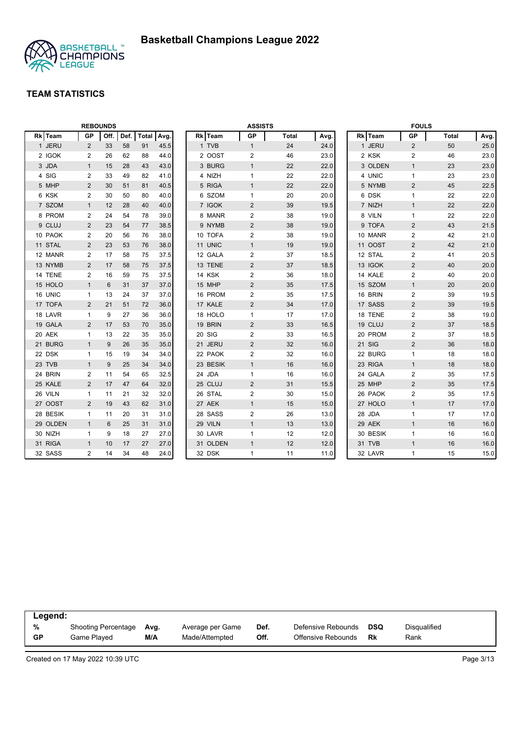# Basketball Champions League 2022

## TEAM STATISTICS

### REBOUNDS

| Rk | Team | GP | Off. | Def. | Total | Avg. |
|---|---|---|---|---|---|---|
| 1 | JERU | 2 | 33 | 58 | 91 | 45.5 |
| 2 | IGOK | 2 | 26 | 62 | 88 | 44.0 |
| 3 | JDA | 1 | 15 | 28 | 43 | 43.0 |
| 4 | SIG | 2 | 33 | 49 | 82 | 41.0 |
| 5 | MHP | 2 | 30 | 51 | 81 | 40.5 |
| 6 | KSK | 2 | 30 | 50 | 80 | 40.0 |
| 7 | SZOM | 1 | 12 | 28 | 40 | 40.0 |
| 8 | PROM | 2 | 24 | 54 | 78 | 39.0 |
| 9 | CLUJ | 2 | 23 | 54 | 77 | 38.5 |
| 10 | PAOK | 2 | 20 | 56 | 76 | 38.0 |
| 11 | STAL | 2 | 23 | 53 | 76 | 38.0 |
| 12 | MANR | 2 | 17 | 58 | 75 | 37.5 |
| 13 | NYMB | 2 | 17 | 58 | 75 | 37.5 |
| 14 | TENE | 2 | 16 | 59 | 75 | 37.5 |
| 15 | HOLO | 1 | 6 | 31 | 37 | 37.0 |
| 16 | UNIC | 1 | 13 | 24 | 37 | 37.0 |
| 17 | TOFA | 2 | 21 | 51 | 72 | 36.0 |
| 18 | LAVR | 1 | 9 | 27 | 36 | 36.0 |
| 19 | GALA | 2 | 17 | 53 | 70 | 35.0 |
| 20 | AEK | 1 | 13 | 22 | 35 | 35.0 |
| 21 | BURG | 1 | 9 | 26 | 35 | 35.0 |
| 22 | DSK | 1 | 15 | 19 | 34 | 34.0 |
| 23 | TVB | 1 | 9 | 25 | 34 | 34.0 |
| 24 | BRIN | 2 | 11 | 54 | 65 | 32.5 |
| 25 | KALE | 2 | 17 | 47 | 64 | 32.0 |
| 26 | VILN | 1 | 11 | 21 | 32 | 32.0 |
| 27 | OOST | 2 | 19 | 43 | 62 | 31.0 |
| 28 | BESIK | 1 | 11 | 20 | 31 | 31.0 |
| 29 | OLDEN | 1 | 6 | 25 | 31 | 31.0 |
| 30 | NIZH | 1 | 9 | 18 | 27 | 27.0 |
| 31 | RIGA | 1 | 10 | 17 | 27 | 27.0 |
| 32 | SASS | 2 | 14 | 34 | 48 | 24.0 |

### ASSISTS

| Rk | Team | GP | Total | Avg. |
|---|---|---|---|---|
| 1 | TVB | 1 | 24 | 24.0 |
| 2 | OOST | 2 | 46 | 23.0 |
| 3 | BURG | 1 | 22 | 22.0 |
| 4 | NIZH | 1 | 22 | 22.0 |
| 5 | RIGA | 1 | 22 | 22.0 |
| 6 | SZOM | 1 | 20 | 20.0 |
| 7 | IGOK | 2 | 39 | 19.5 |
| 8 | MANR | 2 | 38 | 19.0 |
| 9 | NYMB | 2 | 38 | 19.0 |
| 10 | TOFA | 2 | 38 | 19.0 |
| 11 | UNIC | 1 | 19 | 19.0 |
| 12 | GALA | 2 | 37 | 18.5 |
| 13 | TENE | 2 | 37 | 18.5 |
| 14 | KSK | 2 | 36 | 18.0 |
| 15 | MHP | 2 | 35 | 17.5 |
| 16 | PROM | 2 | 35 | 17.5 |
| 17 | KALE | 2 | 34 | 17.0 |
| 18 | HOLO | 1 | 17 | 17.0 |
| 19 | BRIN | 2 | 33 | 16.5 |
| 20 | SIG | 2 | 33 | 16.5 |
| 21 | JERU | 2 | 32 | 16.0 |
| 22 | PAOK | 2 | 32 | 16.0 |
| 23 | BESIK | 1 | 16 | 16.0 |
| 24 | JDA | 1 | 16 | 16.0 |
| 25 | CLUJ | 2 | 31 | 15.5 |
| 26 | STAL | 2 | 30 | 15.0 |
| 27 | AEK | 1 | 15 | 15.0 |
| 28 | SASS | 2 | 26 | 13.0 |
| 29 | VILN | 1 | 13 | 13.0 |
| 30 | LAVR | 1 | 12 | 12.0 |
| 31 | OLDEN | 1 | 12 | 12.0 |
| 32 | DSK | 1 | 11 | 11.0 |

### FOULS

| Rk | Team | GP | Total | Avg. |
|---|---|---|---|---|
| 1 | JERU | 2 | 50 | 25.0 |
| 2 | KSK | 2 | 46 | 23.0 |
| 3 | OLDEN | 1 | 23 | 23.0 |
| 4 | UNIC | 1 | 23 | 23.0 |
| 5 | NYMB | 2 | 45 | 22.5 |
| 6 | DSK | 1 | 22 | 22.0 |
| 7 | NIZH | 1 | 22 | 22.0 |
| 8 | VILN | 1 | 22 | 22.0 |
| 9 | TOFA | 2 | 43 | 21.5 |
| 10 | MANR | 2 | 42 | 21.0 |
| 11 | OOST | 2 | 42 | 21.0 |
| 12 | STAL | 2 | 41 | 20.5 |
| 13 | IGOK | 2 | 40 | 20.0 |
| 14 | KALE | 2 | 40 | 20.0 |
| 15 | SZOM | 1 | 20 | 20.0 |
| 16 | BRIN | 2 | 39 | 19.5 |
| 17 | SASS | 2 | 39 | 19.5 |
| 18 | TENE | 2 | 38 | 19.0 |
| 19 | CLUJ | 2 | 37 | 18.5 |
| 20 | PROM | 2 | 37 | 18.5 |
| 21 | SIG | 2 | 36 | 18.0 |
| 22 | BURG | 1 | 18 | 18.0 |
| 23 | RIGA | 1 | 18 | 18.0 |
| 24 | GALA | 2 | 35 | 17.5 |
| 25 | MHP | 2 | 35 | 17.5 |
| 26 | PAOK | 2 | 35 | 17.5 |
| 27 | HOLO | 1 | 17 | 17.0 |
| 28 | JDA | 1 | 17 | 17.0 |
| 29 | AEK | 1 | 16 | 16.0 |
| 30 | BESIK | 1 | 16 | 16.0 |
| 31 | TVB | 1 | 16 | 16.0 |
| 32 | LAVR | 1 | 15 | 15.0 |

**Legend:**

| | | | | | | | |
|---|---|---|---|---|---|---|---|
| **%** | Shooting Percentage | **Avg.** | Average per Game | **Def.** | Defensive Rebounds | **DSQ** | Disqualified |
| **GP** | Game Played | **M/A** | Made/Attempted | **Off.** | Offensive Rebounds | **Rk** | Rank |

Created on 17 May 2022 10:39 UTC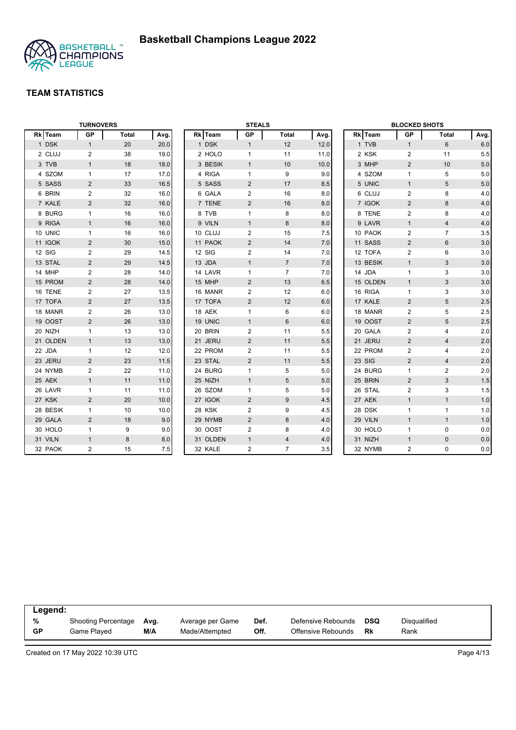# Basketball Champions League 2022

## TEAM STATISTICS

### TURNOVERS

| Rk | Team | GP | Total | Avg. |
|---|---|---|---|---|
| 1 | DSK | 1 | 20 | 20.0 |
| 2 | CLUJ | 2 | 38 | 19.0 |
| 3 | TVB | 1 | 18 | 18.0 |
| 4 | SZOM | 1 | 17 | 17.0 |
| 5 | SASS | 2 | 33 | 16.5 |
| 6 | BRIN | 2 | 32 | 16.0 |
| 7 | KALE | 2 | 32 | 16.0 |
| 8 | BURG | 1 | 16 | 16.0 |
| 9 | RIGA | 1 | 16 | 16.0 |
| 10 | UNIC | 1 | 16 | 16.0 |
| 11 | IGOK | 2 | 30 | 15.0 |
| 12 | SIG | 2 | 29 | 14.5 |
| 13 | STAL | 2 | 29 | 14.5 |
| 14 | MHP | 2 | 28 | 14.0 |
| 15 | PROM | 2 | 28 | 14.0 |
| 16 | TENE | 2 | 27 | 13.5 |
| 17 | TOFA | 2 | 27 | 13.5 |
| 18 | MANR | 2 | 26 | 13.0 |
| 19 | OOST | 2 | 26 | 13.0 |
| 20 | NIZH | 1 | 13 | 13.0 |
| 21 | OLDEN | 1 | 13 | 13.0 |
| 22 | JDA | 1 | 12 | 12.0 |
| 23 | JERU | 2 | 23 | 11.5 |
| 24 | NYMB | 2 | 22 | 11.0 |
| 25 | AEK | 1 | 11 | 11.0 |
| 26 | LAVR | 1 | 11 | 11.0 |
| 27 | KSK | 2 | 20 | 10.0 |
| 28 | BESIK | 1 | 10 | 10.0 |
| 29 | GALA | 2 | 18 | 9.0 |
| 30 | HOLO | 1 | 9 | 9.0 |
| 31 | VILN | 1 | 8 | 8.0 |
| 32 | PAOK | 2 | 15 | 7.5 |

### STEALS

| Rk | Team | GP | Total | Avg. |
|---|---|---|---|---|
| 1 | DSK | 1 | 12 | 12.0 |
| 2 | HOLO | 1 | 11 | 11.0 |
| 3 | BESIK | 1 | 10 | 10.0 |
| 4 | RIGA | 1 | 9 | 9.0 |
| 5 | SASS | 2 | 17 | 8.5 |
| 6 | GALA | 2 | 16 | 8.0 |
| 7 | TENE | 2 | 16 | 8.0 |
| 8 | TVB | 1 | 8 | 8.0 |
| 9 | VILN | 1 | 8 | 8.0 |
| 10 | CLUJ | 2 | 15 | 7.5 |
| 11 | PAOK | 2 | 14 | 7.0 |
| 12 | SIG | 2 | 14 | 7.0 |
| 13 | JDA | 1 | 7 | 7.0 |
| 14 | LAVR | 1 | 7 | 7.0 |
| 15 | MHP | 2 | 13 | 6.5 |
| 16 | MANR | 2 | 12 | 6.0 |
| 17 | TOFA | 2 | 12 | 6.0 |
| 18 | AEK | 1 | 6 | 6.0 |
| 19 | UNIC | 1 | 6 | 6.0 |
| 20 | BRIN | 2 | 11 | 5.5 |
| 21 | JERU | 2 | 11 | 5.5 |
| 22 | PROM | 2 | 11 | 5.5 |
| 23 | STAL | 2 | 11 | 5.5 |
| 24 | BURG | 1 | 5 | 5.0 |
| 25 | NIZH | 1 | 5 | 5.0 |
| 26 | SZOM | 1 | 5 | 5.0 |
| 27 | IGOK | 2 | 9 | 4.5 |
| 28 | KSK | 2 | 9 | 4.5 |
| 29 | NYMB | 2 | 8 | 4.0 |
| 30 | OOST | 2 | 8 | 4.0 |
| 31 | OLDEN | 1 | 4 | 4.0 |
| 32 | KALE | 2 | 7 | 3.5 |

### BLOCKED SHOTS

| Rk | Team | GP | Total | Avg. |
|---|---|---|---|---|
| 1 | TVB | 1 | 6 | 6.0 |
| 2 | KSK | 2 | 11 | 5.5 |
| 3 | MHP | 2 | 10 | 5.0 |
| 4 | SZOM | 1 | 5 | 5.0 |
| 5 | UNIC | 1 | 5 | 5.0 |
| 6 | CLUJ | 2 | 8 | 4.0 |
| 7 | IGOK | 2 | 8 | 4.0 |
| 8 | TENE | 2 | 8 | 4.0 |
| 9 | LAVR | 1 | 4 | 4.0 |
| 10 | PAOK | 2 | 7 | 3.5 |
| 11 | SASS | 2 | 6 | 3.0 |
| 12 | TOFA | 2 | 6 | 3.0 |
| 13 | BESIK | 1 | 3 | 3.0 |
| 14 | JDA | 1 | 3 | 3.0 |
| 15 | OLDEN | 1 | 3 | 3.0 |
| 16 | RIGA | 1 | 3 | 3.0 |
| 17 | KALE | 2 | 5 | 2.5 |
| 18 | MANR | 2 | 5 | 2.5 |
| 19 | OOST | 2 | 5 | 2.5 |
| 20 | GALA | 2 | 4 | 2.0 |
| 21 | JERU | 2 | 4 | 2.0 |
| 22 | PROM | 2 | 4 | 2.0 |
| 23 | SIG | 2 | 4 | 2.0 |
| 24 | BURG | 1 | 2 | 2.0 |
| 25 | BRIN | 2 | 3 | 1.5 |
| 26 | STAL | 2 | 3 | 1.5 |
| 27 | AEK | 1 | 1 | 1.0 |
| 28 | DSK | 1 | 1 | 1.0 |
| 29 | VILN | 1 | 1 | 1.0 |
| 30 | HOLO | 1 | 0 | 0.0 |
| 31 | NIZH | 1 | 0 | 0.0 |
| 32 | NYMB | 2 | 0 | 0.0 |

**Legend:**

| | | | | | | | |
|---|---|---|---|---|---|---|---|
| % | Shooting Percentage | Avg. | Average per Game | Def. | Defensive Rebounds | DSQ | Disqualified |
| GP | Game Played | M/A | Made/Attempted | Off. | Offensive Rebounds | Rk | Rank |

Created on 17 May 2022 10:39 UTC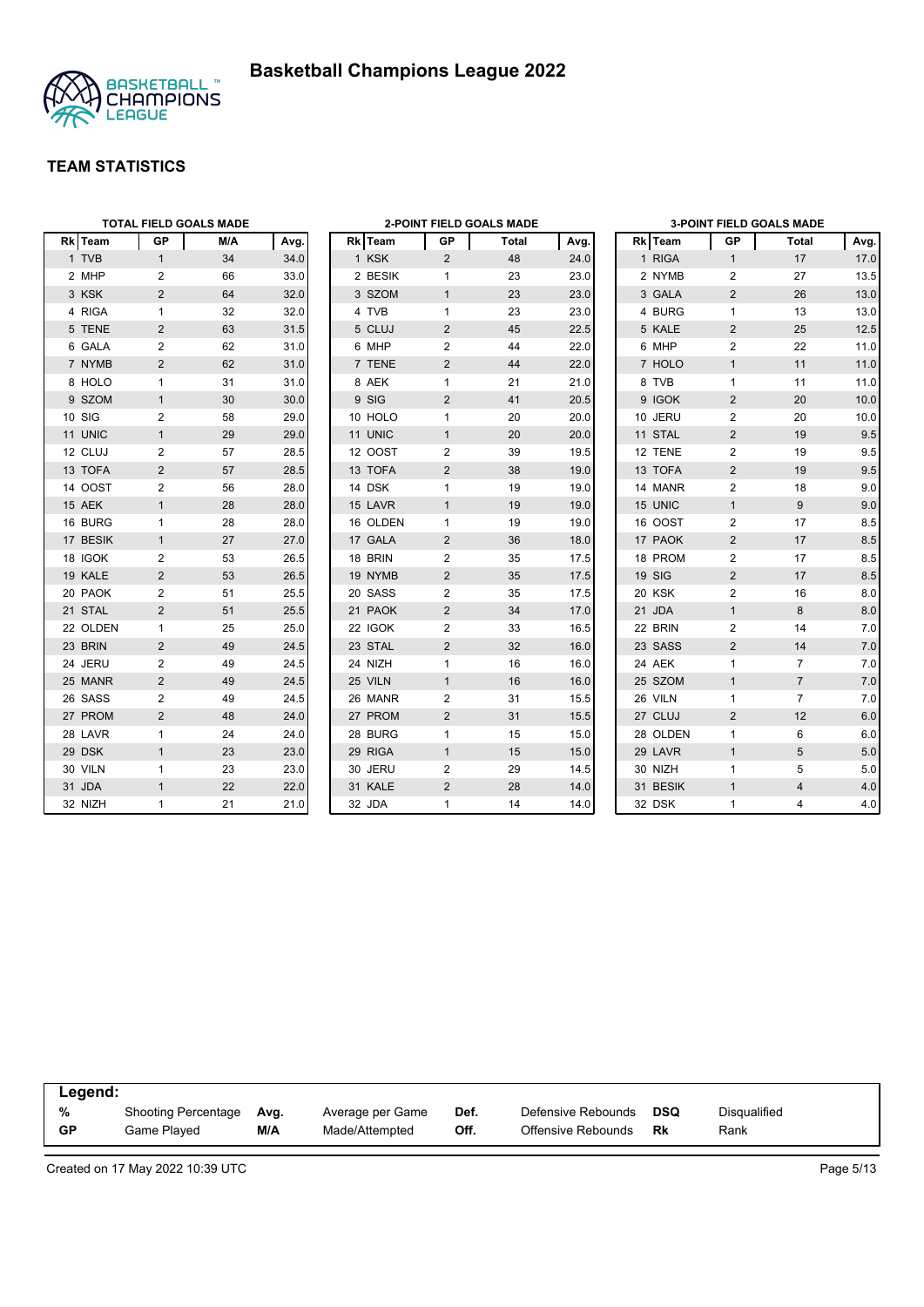# Basketball Champions League 2022

## TEAM STATISTICS

### TOTAL FIELD GOALS MADE

| Rk | Team | GP | M/A | Avg. |
|---|---|---|---|---|
| 1 | TVB | 1 | 34 | 34.0 |
| 2 | MHP | 2 | 66 | 33.0 |
| 3 | KSK | 2 | 64 | 32.0 |
| 4 | RIGA | 1 | 32 | 32.0 |
| 5 | TENE | 2 | 63 | 31.5 |
| 6 | GALA | 2 | 62 | 31.0 |
| 7 | NYMB | 2 | 62 | 31.0 |
| 8 | HOLO | 1 | 31 | 31.0 |
| 9 | SZOM | 1 | 30 | 30.0 |
| 10 | SIG | 2 | 58 | 29.0 |
| 11 | UNIC | 1 | 29 | 29.0 |
| 12 | CLUJ | 2 | 57 | 28.5 |
| 13 | TOFA | 2 | 57 | 28.5 |
| 14 | OOST | 2 | 56 | 28.0 |
| 15 | AEK | 1 | 28 | 28.0 |
| 16 | BURG | 1 | 28 | 28.0 |
| 17 | BESIK | 1 | 27 | 27.0 |
| 18 | IGOK | 2 | 53 | 26.5 |
| 19 | KALE | 2 | 53 | 26.5 |
| 20 | PAOK | 2 | 51 | 25.5 |
| 21 | STAL | 2 | 51 | 25.5 |
| 22 | OLDEN | 1 | 25 | 25.0 |
| 23 | BRIN | 2 | 49 | 24.5 |
| 24 | JERU | 2 | 49 | 24.5 |
| 25 | MANR | 2 | 49 | 24.5 |
| 26 | SASS | 2 | 49 | 24.5 |
| 27 | PROM | 2 | 48 | 24.0 |
| 28 | LAVR | 1 | 24 | 24.0 |
| 29 | DSK | 1 | 23 | 23.0 |
| 30 | VILN | 1 | 23 | 23.0 |
| 31 | JDA | 1 | 22 | 22.0 |
| 32 | NIZH | 1 | 21 | 21.0 |

### 2-POINT FIELD GOALS MADE

| Rk | Team | GP | Total | Avg. |
|---|---|---|---|---|
| 1 | KSK | 2 | 48 | 24.0 |
| 2 | BESIK | 1 | 23 | 23.0 |
| 3 | SZOM | 1 | 23 | 23.0 |
| 4 | TVB | 1 | 23 | 23.0 |
| 5 | CLUJ | 2 | 45 | 22.5 |
| 6 | MHP | 2 | 44 | 22.0 |
| 7 | TENE | 2 | 44 | 22.0 |
| 8 | AEK | 1 | 21 | 21.0 |
| 9 | SIG | 2 | 41 | 20.5 |
| 10 | HOLO | 1 | 20 | 20.0 |
| 11 | UNIC | 1 | 20 | 20.0 |
| 12 | OOST | 2 | 39 | 19.5 |
| 13 | TOFA | 2 | 38 | 19.0 |
| 14 | DSK | 1 | 19 | 19.0 |
| 15 | LAVR | 1 | 19 | 19.0 |
| 16 | OLDEN | 1 | 19 | 19.0 |
| 17 | GALA | 2 | 36 | 18.0 |
| 18 | BRIN | 2 | 35 | 17.5 |
| 19 | NYMB | 2 | 35 | 17.5 |
| 20 | SASS | 2 | 35 | 17.5 |
| 21 | PAOK | 2 | 34 | 17.0 |
| 22 | IGOK | 2 | 33 | 16.5 |
| 23 | STAL | 2 | 32 | 16.0 |
| 24 | NIZH | 1 | 16 | 16.0 |
| 25 | VILN | 1 | 16 | 16.0 |
| 26 | MANR | 2 | 31 | 15.5 |
| 27 | PROM | 2 | 31 | 15.5 |
| 28 | BURG | 1 | 15 | 15.0 |
| 29 | RIGA | 1 | 15 | 15.0 |
| 30 | JERU | 2 | 29 | 14.5 |
| 31 | KALE | 2 | 28 | 14.0 |
| 32 | JDA | 1 | 14 | 14.0 |

### 3-POINT FIELD GOALS MADE

| Rk | Team | GP | Total | Avg. |
|---|---|---|---|---|
| 1 | RIGA | 1 | 17 | 17.0 |
| 2 | NYMB | 2 | 27 | 13.5 |
| 3 | GALA | 2 | 26 | 13.0 |
| 4 | BURG | 1 | 13 | 13.0 |
| 5 | KALE | 2 | 25 | 12.5 |
| 6 | MHP | 2 | 22 | 11.0 |
| 7 | HOLO | 1 | 11 | 11.0 |
| 8 | TVB | 1 | 11 | 11.0 |
| 9 | IGOK | 2 | 20 | 10.0 |
| 10 | JERU | 2 | 20 | 10.0 |
| 11 | STAL | 2 | 19 | 9.5 |
| 12 | TENE | 2 | 19 | 9.5 |
| 13 | TOFA | 2 | 19 | 9.5 |
| 14 | MANR | 2 | 18 | 9.0 |
| 15 | UNIC | 1 | 9 | 9.0 |
| 16 | OOST | 2 | 17 | 8.5 |
| 17 | PAOK | 2 | 17 | 8.5 |
| 18 | PROM | 2 | 17 | 8.5 |
| 19 | SIG | 2 | 17 | 8.5 |
| 20 | KSK | 2 | 16 | 8.0 |
| 21 | JDA | 1 | 8 | 8.0 |
| 22 | BRIN | 2 | 14 | 7.0 |
| 23 | SASS | 2 | 14 | 7.0 |
| 24 | AEK | 1 | 7 | 7.0 |
| 25 | SZOM | 1 | 7 | 7.0 |
| 26 | VILN | 1 | 7 | 7.0 |
| 27 | CLUJ | 2 | 12 | 6.0 |
| 28 | OLDEN | 1 | 6 | 6.0 |
| 29 | LAVR | 1 | 5 | 5.0 |
| 30 | NIZH | 1 | 5 | 5.0 |
| 31 | BESIK | 1 | 4 | 4.0 |
| 32 | DSK | 1 | 4 | 4.0 |

**Legend:**

| | | | | | | | |
|---|---|---|---|---|---|---|---|
| % | Shooting Percentage | Avg. | Average per Game | Def. | Defensive Rebounds | DSQ | Disqualified |
| GP | Game Played | M/A | Made/Attempted | Off. | Offensive Rebounds | Rk | Rank |

Created on 17 May 2022 10:39 UTC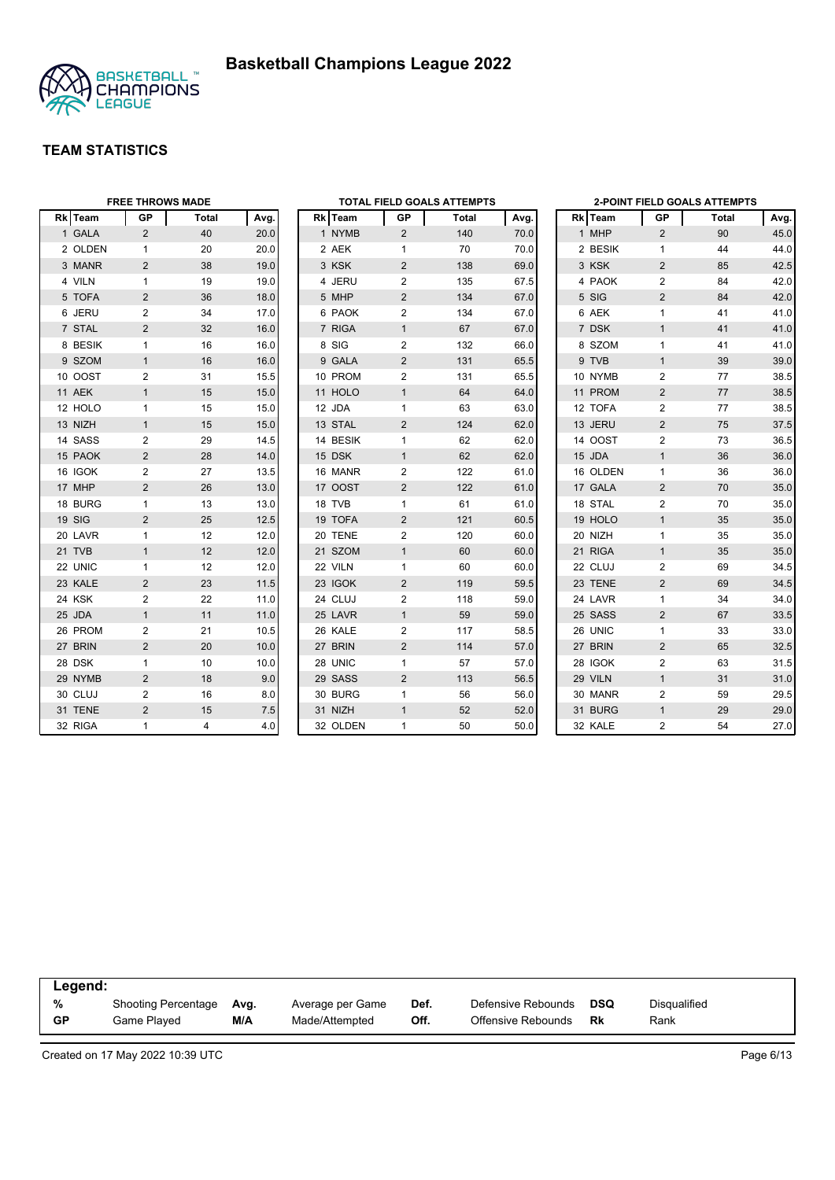# Basketball Champions League 2022

## TEAM STATISTICS

### FREE THROWS MADE

| Rk | Team | GP | Total | Avg. |
|---|---|---|---|---|
| 1 | GALA | 2 | 40 | 20.0 |
| 2 | OLDEN | 1 | 20 | 20.0 |
| 3 | MANR | 2 | 38 | 19.0 |
| 4 | VILN | 1 | 19 | 19.0 |
| 5 | TOFA | 2 | 36 | 18.0 |
| 6 | JERU | 2 | 34 | 17.0 |
| 7 | STAL | 2 | 32 | 16.0 |
| 8 | BESIK | 1 | 16 | 16.0 |
| 9 | SZOM | 1 | 16 | 16.0 |
| 10 | OOST | 2 | 31 | 15.5 |
| 11 | AEK | 1 | 15 | 15.0 |
| 12 | HOLO | 1 | 15 | 15.0 |
| 13 | NIZH | 1 | 15 | 15.0 |
| 14 | SASS | 2 | 29 | 14.5 |
| 15 | PAOK | 2 | 28 | 14.0 |
| 16 | IGOK | 2 | 27 | 13.5 |
| 17 | MHP | 2 | 26 | 13.0 |
| 18 | BURG | 1 | 13 | 13.0 |
| 19 | SIG | 2 | 25 | 12.5 |
| 20 | LAVR | 1 | 12 | 12.0 |
| 21 | TVB | 1 | 12 | 12.0 |
| 22 | UNIC | 1 | 12 | 12.0 |
| 23 | KALE | 2 | 23 | 11.5 |
| 24 | KSK | 2 | 22 | 11.0 |
| 25 | JDA | 1 | 11 | 11.0 |
| 26 | PROM | 2 | 21 | 10.5 |
| 27 | BRIN | 2 | 20 | 10.0 |
| 28 | DSK | 1 | 10 | 10.0 |
| 29 | NYMB | 2 | 18 | 9.0 |
| 30 | CLUJ | 2 | 16 | 8.0 |
| 31 | TENE | 2 | 15 | 7.5 |
| 32 | RIGA | 1 | 4 | 4.0 |

### TOTAL FIELD GOALS ATTEMPTS

| Rk | Team | GP | Total | Avg. |
|---|---|---|---|---|
| 1 | NYMB | 2 | 140 | 70.0 |
| 2 | AEK | 1 | 70 | 70.0 |
| 3 | KSK | 2 | 138 | 69.0 |
| 4 | JERU | 2 | 135 | 67.5 |
| 5 | MHP | 2 | 134 | 67.0 |
| 6 | PAOK | 2 | 134 | 67.0 |
| 7 | RIGA | 1 | 67 | 67.0 |
| 8 | SIG | 2 | 132 | 66.0 |
| 9 | GALA | 2 | 131 | 65.5 |
| 10 | PROM | 2 | 131 | 65.5 |
| 11 | HOLO | 1 | 64 | 64.0 |
| 12 | JDA | 1 | 63 | 63.0 |
| 13 | STAL | 2 | 124 | 62.0 |
| 14 | BESIK | 1 | 62 | 62.0 |
| 15 | DSK | 1 | 62 | 62.0 |
| 16 | MANR | 2 | 122 | 61.0 |
| 17 | OOST | 2 | 122 | 61.0 |
| 18 | TVB | 1 | 61 | 61.0 |
| 19 | TOFA | 2 | 121 | 60.5 |
| 20 | TENE | 2 | 120 | 60.0 |
| 21 | SZOM | 1 | 60 | 60.0 |
| 22 | VILN | 1 | 60 | 60.0 |
| 23 | IGOK | 2 | 119 | 59.5 |
| 24 | CLUJ | 2 | 118 | 59.0 |
| 25 | LAVR | 1 | 59 | 59.0 |
| 26 | KALE | 2 | 117 | 58.5 |
| 27 | BRIN | 2 | 114 | 57.0 |
| 28 | UNIC | 1 | 57 | 57.0 |
| 29 | SASS | 2 | 113 | 56.5 |
| 30 | BURG | 1 | 56 | 56.0 |
| 31 | NIZH | 1 | 52 | 52.0 |
| 32 | OLDEN | 1 | 50 | 50.0 |

### 2-POINT FIELD GOALS ATTEMPTS

| Rk | Team | GP | Total | Avg. |
|---|---|---|---|---|
| 1 | MHP | 2 | 90 | 45.0 |
| 2 | BESIK | 1 | 44 | 44.0 |
| 3 | KSK | 2 | 85 | 42.5 |
| 4 | PAOK | 2 | 84 | 42.0 |
| 5 | SIG | 2 | 84 | 42.0 |
| 6 | AEK | 1 | 41 | 41.0 |
| 7 | DSK | 1 | 41 | 41.0 |
| 8 | SZOM | 1 | 41 | 41.0 |
| 9 | TVB | 1 | 39 | 39.0 |
| 10 | NYMB | 2 | 77 | 38.5 |
| 11 | PROM | 2 | 77 | 38.5 |
| 12 | TOFA | 2 | 77 | 38.5 |
| 13 | JERU | 2 | 75 | 37.5 |
| 14 | OOST | 2 | 73 | 36.5 |
| 15 | JDA | 1 | 36 | 36.0 |
| 16 | OLDEN | 1 | 36 | 36.0 |
| 17 | GALA | 2 | 70 | 35.0 |
| 18 | STAL | 2 | 70 | 35.0 |
| 19 | HOLO | 1 | 35 | 35.0 |
| 20 | NIZH | 1 | 35 | 35.0 |
| 21 | RIGA | 1 | 35 | 35.0 |
| 22 | CLUJ | 2 | 69 | 34.5 |
| 23 | TENE | 2 | 69 | 34.5 |
| 24 | LAVR | 1 | 34 | 34.0 |
| 25 | SASS | 2 | 67 | 33.5 |
| 26 | UNIC | 1 | 33 | 33.0 |
| 27 | BRIN | 2 | 65 | 32.5 |
| 28 | IGOK | 2 | 63 | 31.5 |
| 29 | VILN | 1 | 31 | 31.0 |
| 30 | MANR | 2 | 59 | 29.5 |
| 31 | BURG | 1 | 29 | 29.0 |
| 32 | KALE | 2 | 54 | 27.0 |

**Legend:**

| | | | | | | | |
|---|---|---|---|---|---|---|---|
| % | Shooting Percentage | Avg. | Average per Game | Def. | Defensive Rebounds | DSQ | Disqualified |
| GP | Game Played | M/A | Made/Attempted | Off. | Offensive Rebounds | Rk | Rank |

Created on 17 May 2022 10:39 UTC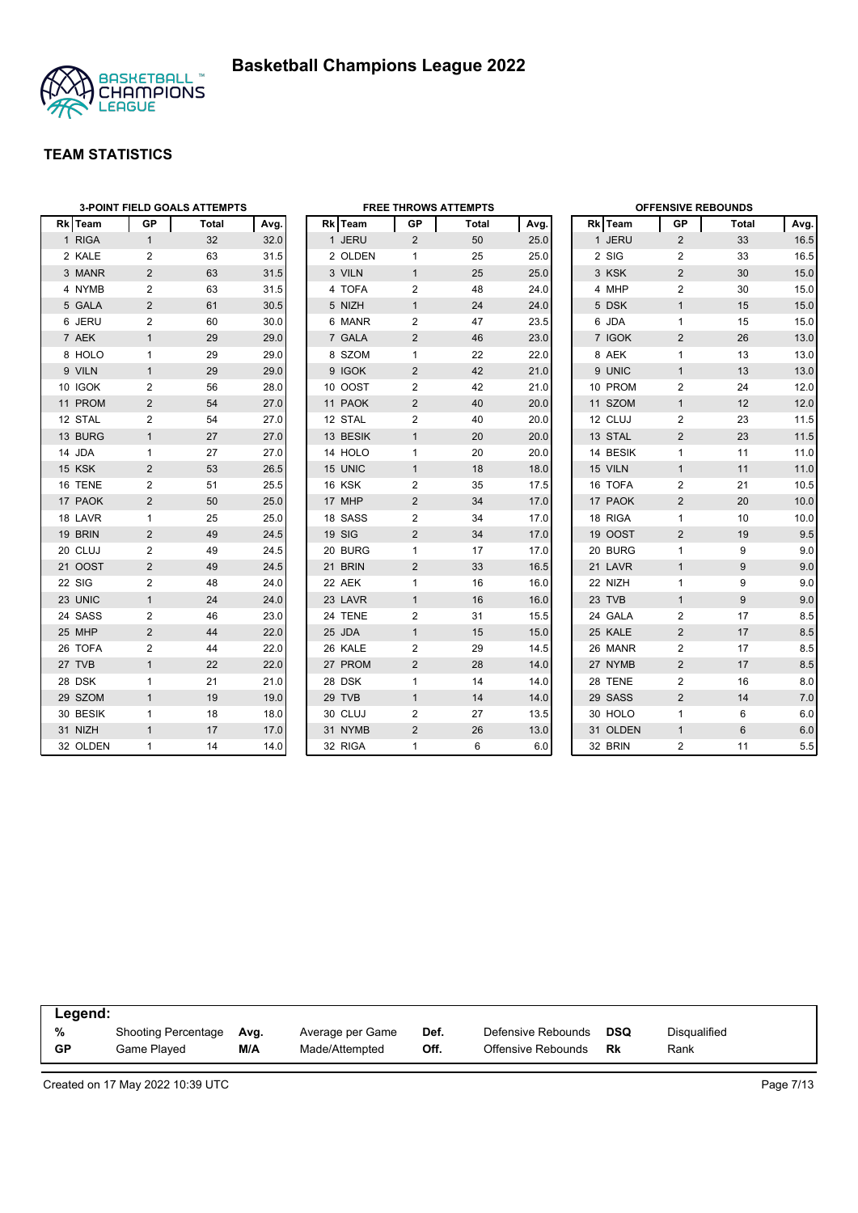# Basketball Champions League 2022

## TEAM STATISTICS

### 3-POINT FIELD GOALS ATTEMPTS

| Rk | Team | GP | Total | Avg. |
|---|---|---|---|---|
| 1 | RIGA | 1 | 32 | 32.0 |
| 2 | KALE | 2 | 63 | 31.5 |
| 3 | MANR | 2 | 63 | 31.5 |
| 4 | NYMB | 2 | 63 | 31.5 |
| 5 | GALA | 2 | 61 | 30.5 |
| 6 | JERU | 2 | 60 | 30.0 |
| 7 | AEK | 1 | 29 | 29.0 |
| 8 | HOLO | 1 | 29 | 29.0 |
| 9 | VILN | 1 | 29 | 29.0 |
| 10 | IGOK | 2 | 56 | 28.0 |
| 11 | PROM | 2 | 54 | 27.0 |
| 12 | STAL | 2 | 54 | 27.0 |
| 13 | BURG | 1 | 27 | 27.0 |
| 14 | JDA | 1 | 27 | 27.0 |
| 15 | KSK | 2 | 53 | 26.5 |
| 16 | TENE | 2 | 51 | 25.5 |
| 17 | PAOK | 2 | 50 | 25.0 |
| 18 | LAVR | 1 | 25 | 25.0 |
| 19 | BRIN | 2 | 49 | 24.5 |
| 20 | CLUJ | 2 | 49 | 24.5 |
| 21 | OOST | 2 | 49 | 24.5 |
| 22 | SIG | 2 | 48 | 24.0 |
| 23 | UNIC | 1 | 24 | 24.0 |
| 24 | SASS | 2 | 46 | 23.0 |
| 25 | MHP | 2 | 44 | 22.0 |
| 26 | TOFA | 2 | 44 | 22.0 |
| 27 | TVB | 1 | 22 | 22.0 |
| 28 | DSK | 1 | 21 | 21.0 |
| 29 | SZOM | 1 | 19 | 19.0 |
| 30 | BESIK | 1 | 18 | 18.0 |
| 31 | NIZH | 1 | 17 | 17.0 |
| 32 | OLDEN | 1 | 14 | 14.0 |

### FREE THROWS ATTEMPTS

| Rk | Team | GP | Total | Avg. |
|---|---|---|---|---|
| 1 | JERU | 2 | 50 | 25.0 |
| 2 | OLDEN | 1 | 25 | 25.0 |
| 3 | VILN | 1 | 25 | 25.0 |
| 4 | TOFA | 2 | 48 | 24.0 |
| 5 | NIZH | 1 | 24 | 24.0 |
| 6 | MANR | 2 | 47 | 23.5 |
| 7 | GALA | 2 | 46 | 23.0 |
| 8 | SZOM | 1 | 22 | 22.0 |
| 9 | IGOK | 2 | 42 | 21.0 |
| 10 | OOST | 2 | 42 | 21.0 |
| 11 | PAOK | 2 | 40 | 20.0 |
| 12 | STAL | 2 | 40 | 20.0 |
| 13 | BESIK | 1 | 20 | 20.0 |
| 14 | HOLO | 1 | 20 | 20.0 |
| 15 | UNIC | 1 | 18 | 18.0 |
| 16 | KSK | 2 | 35 | 17.5 |
| 17 | MHP | 2 | 34 | 17.0 |
| 18 | SASS | 2 | 34 | 17.0 |
| 19 | SIG | 2 | 34 | 17.0 |
| 20 | BURG | 1 | 17 | 17.0 |
| 21 | BRIN | 2 | 33 | 16.5 |
| 22 | AEK | 1 | 16 | 16.0 |
| 23 | LAVR | 1 | 16 | 16.0 |
| 24 | TENE | 2 | 31 | 15.5 |
| 25 | JDA | 1 | 15 | 15.0 |
| 26 | KALE | 2 | 29 | 14.5 |
| 27 | PROM | 2 | 28 | 14.0 |
| 28 | DSK | 1 | 14 | 14.0 |
| 29 | TVB | 1 | 14 | 14.0 |
| 30 | CLUJ | 2 | 27 | 13.5 |
| 31 | NYMB | 2 | 26 | 13.0 |
| 32 | RIGA | 1 | 6 | 6.0 |

### OFFENSIVE REBOUNDS

| Rk | Team | GP | Total | Avg. |
|---|---|---|---|---|
| 1 | JERU | 2 | 33 | 16.5 |
| 2 | SIG | 2 | 33 | 16.5 |
| 3 | KSK | 2 | 30 | 15.0 |
| 4 | MHP | 2 | 30 | 15.0 |
| 5 | DSK | 1 | 15 | 15.0 |
| 6 | JDA | 1 | 15 | 15.0 |
| 7 | IGOK | 2 | 26 | 13.0 |
| 8 | AEK | 1 | 13 | 13.0 |
| 9 | UNIC | 1 | 13 | 13.0 |
| 10 | PROM | 2 | 24 | 12.0 |
| 11 | SZOM | 1 | 12 | 12.0 |
| 12 | CLUJ | 2 | 23 | 11.5 |
| 13 | STAL | 2 | 23 | 11.5 |
| 14 | BESIK | 1 | 11 | 11.0 |
| 15 | VILN | 1 | 11 | 11.0 |
| 16 | TOFA | 2 | 21 | 10.5 |
| 17 | PAOK | 2 | 20 | 10.0 |
| 18 | RIGA | 1 | 10 | 10.0 |
| 19 | OOST | 2 | 19 | 9.5 |
| 20 | BURG | 1 | 9 | 9.0 |
| 21 | LAVR | 1 | 9 | 9.0 |
| 22 | NIZH | 1 | 9 | 9.0 |
| 23 | TVB | 1 | 9 | 9.0 |
| 24 | GALA | 2 | 17 | 8.5 |
| 25 | KALE | 2 | 17 | 8.5 |
| 26 | MANR | 2 | 17 | 8.5 |
| 27 | NYMB | 2 | 17 | 8.5 |
| 28 | TENE | 2 | 16 | 8.0 |
| 29 | SASS | 2 | 14 | 7.0 |
| 30 | HOLO | 1 | 6 | 6.0 |
| 31 | OLDEN | 1 | 6 | 6.0 |
| 32 | BRIN | 2 | 11 | 5.5 |

**Legend:**

| | | | | | | | |
|---|---|---|---|---|---|---|---|
| **%** | Shooting Percentage | **Avg.** | Average per Game | **Def.** | Defensive Rebounds | **DSQ** | Disqualified |
| **GP** | Game Played | **M/A** | Made/Attempted | **Off.** | Offensive Rebounds | **Rk** | Rank |

Created on 17 May 2022 10:39 UTC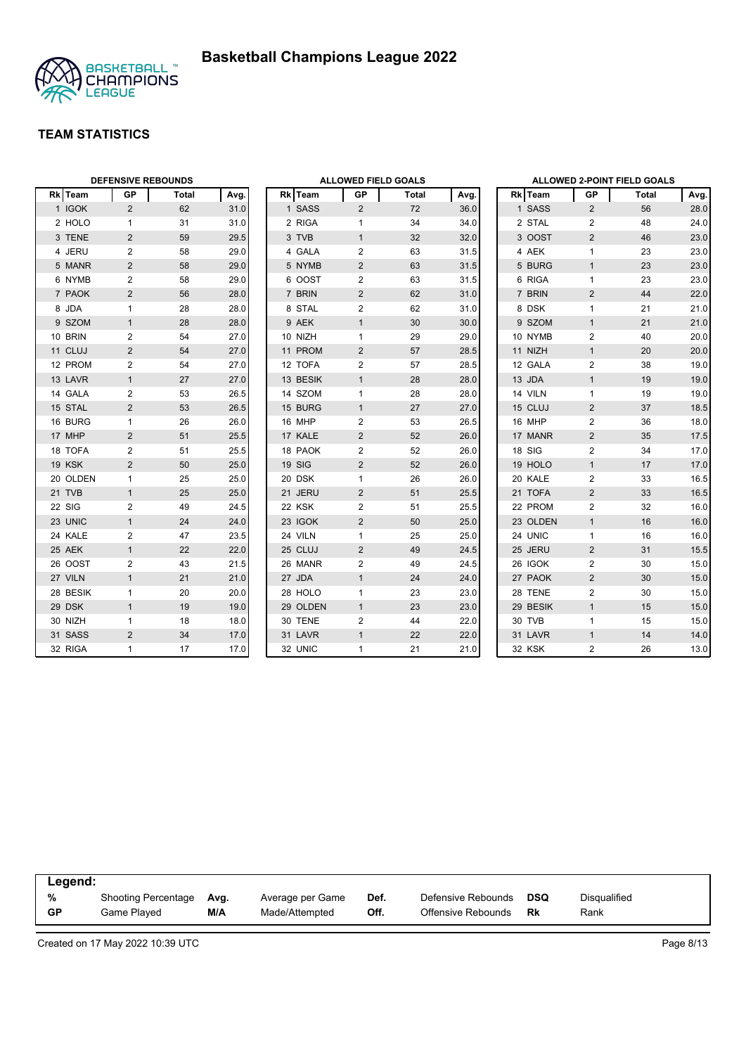# Basketball Champions League 2022

## TEAM STATISTICS

### DEFENSIVE REBOUNDS

| Rk | Team | GP | Total | Avg. |
|---|---|---|---|---|
| 1 | IGOK | 2 | 62 | 31.0 |
| 2 | HOLO | 1 | 31 | 31.0 |
| 3 | TENE | 2 | 59 | 29.5 |
| 4 | JERU | 2 | 58 | 29.0 |
| 5 | MANR | 2 | 58 | 29.0 |
| 6 | NYMB | 2 | 58 | 29.0 |
| 7 | PAOK | 2 | 56 | 28.0 |
| 8 | JDA | 1 | 28 | 28.0 |
| 9 | SZOM | 1 | 28 | 28.0 |
| 10 | BRIN | 2 | 54 | 27.0 |
| 11 | CLUJ | 2 | 54 | 27.0 |
| 12 | PROM | 2 | 54 | 27.0 |
| 13 | LAVR | 1 | 27 | 27.0 |
| 14 | GALA | 2 | 53 | 26.5 |
| 15 | STAL | 2 | 53 | 26.5 |
| 16 | BURG | 1 | 26 | 26.0 |
| 17 | MHP | 2 | 51 | 25.5 |
| 18 | TOFA | 2 | 51 | 25.5 |
| 19 | KSK | 2 | 50 | 25.0 |
| 20 | OLDEN | 1 | 25 | 25.0 |
| 21 | TVB | 1 | 25 | 25.0 |
| 22 | SIG | 2 | 49 | 24.5 |
| 23 | UNIC | 1 | 24 | 24.0 |
| 24 | KALE | 2 | 47 | 23.5 |
| 25 | AEK | 1 | 22 | 22.0 |
| 26 | OOST | 2 | 43 | 21.5 |
| 27 | VILN | 1 | 21 | 21.0 |
| 28 | BESIK | 1 | 20 | 20.0 |
| 29 | DSK | 1 | 19 | 19.0 |
| 30 | NIZH | 1 | 18 | 18.0 |
| 31 | SASS | 2 | 34 | 17.0 |
| 32 | RIGA | 1 | 17 | 17.0 |

### ALLOWED FIELD GOALS

| Rk | Team | GP | Total | Avg. |
|---|---|---|---|---|
| 1 | SASS | 2 | 72 | 36.0 |
| 2 | RIGA | 1 | 34 | 34.0 |
| 3 | TVB | 1 | 32 | 32.0 |
| 4 | GALA | 2 | 63 | 31.5 |
| 5 | NYMB | 2 | 63 | 31.5 |
| 6 | OOST | 2 | 63 | 31.5 |
| 7 | BRIN | 2 | 62 | 31.0 |
| 8 | STAL | 2 | 62 | 31.0 |
| 9 | AEK | 1 | 30 | 30.0 |
| 10 | NIZH | 1 | 29 | 29.0 |
| 11 | PROM | 2 | 57 | 28.5 |
| 12 | TOFA | 2 | 57 | 28.5 |
| 13 | BESIK | 1 | 28 | 28.0 |
| 14 | SZOM | 1 | 28 | 28.0 |
| 15 | BURG | 1 | 27 | 27.0 |
| 16 | MHP | 2 | 53 | 26.5 |
| 17 | KALE | 2 | 52 | 26.0 |
| 18 | PAOK | 2 | 52 | 26.0 |
| 19 | SIG | 2 | 52 | 26.0 |
| 20 | DSK | 1 | 26 | 26.0 |
| 21 | JERU | 2 | 51 | 25.5 |
| 22 | KSK | 2 | 51 | 25.5 |
| 23 | IGOK | 2 | 50 | 25.0 |
| 24 | VILN | 1 | 25 | 25.0 |
| 25 | CLUJ | 2 | 49 | 24.5 |
| 26 | MANR | 2 | 49 | 24.5 |
| 27 | JDA | 1 | 24 | 24.0 |
| 28 | HOLO | 1 | 23 | 23.0 |
| 29 | OLDEN | 1 | 23 | 23.0 |
| 30 | TENE | 2 | 44 | 22.0 |
| 31 | LAVR | 1 | 22 | 22.0 |
| 32 | UNIC | 1 | 21 | 21.0 |

### ALLOWED 2-POINT FIELD GOALS

| Rk | Team | GP | Total | Avg. |
|---|---|---|---|---|
| 1 | SASS | 2 | 56 | 28.0 |
| 2 | STAL | 2 | 48 | 24.0 |
| 3 | OOST | 2 | 46 | 23.0 |
| 4 | AEK | 1 | 23 | 23.0 |
| 5 | BURG | 1 | 23 | 23.0 |
| 6 | RIGA | 1 | 23 | 23.0 |
| 7 | BRIN | 2 | 44 | 22.0 |
| 8 | DSK | 1 | 21 | 21.0 |
| 9 | SZOM | 1 | 21 | 21.0 |
| 10 | NYMB | 2 | 40 | 20.0 |
| 11 | NIZH | 1 | 20 | 20.0 |
| 12 | GALA | 2 | 38 | 19.0 |
| 13 | JDA | 1 | 19 | 19.0 |
| 14 | VILN | 1 | 19 | 19.0 |
| 15 | CLUJ | 2 | 37 | 18.5 |
| 16 | MHP | 2 | 36 | 18.0 |
| 17 | MANR | 2 | 35 | 17.5 |
| 18 | SIG | 2 | 34 | 17.0 |
| 19 | HOLO | 1 | 17 | 17.0 |
| 20 | KALE | 2 | 33 | 16.5 |
| 21 | TOFA | 2 | 33 | 16.5 |
| 22 | PROM | 2 | 32 | 16.0 |
| 23 | OLDEN | 1 | 16 | 16.0 |
| 24 | UNIC | 1 | 16 | 16.0 |
| 25 | JERU | 2 | 31 | 15.5 |
| 26 | IGOK | 2 | 30 | 15.0 |
| 27 | PAOK | 2 | 30 | 15.0 |
| 28 | TENE | 2 | 30 | 15.0 |
| 29 | BESIK | 1 | 15 | 15.0 |
| 30 | TVB | 1 | 15 | 15.0 |
| 31 | LAVR | 1 | 14 | 14.0 |
| 32 | KSK | 2 | 26 | 13.0 |

**Legend:**

| | | | | | | | |
|---|---|---|---|---|---|---|---|
| % | Shooting Percentage | Avg. | Average per Game | Def. | Defensive Rebounds | DSQ | Disqualified |
| GP | Game Played | M/A | Made/Attempted | Off. | Offensive Rebounds | Rk | Rank |

Created on 17 May 2022 10:39 UTC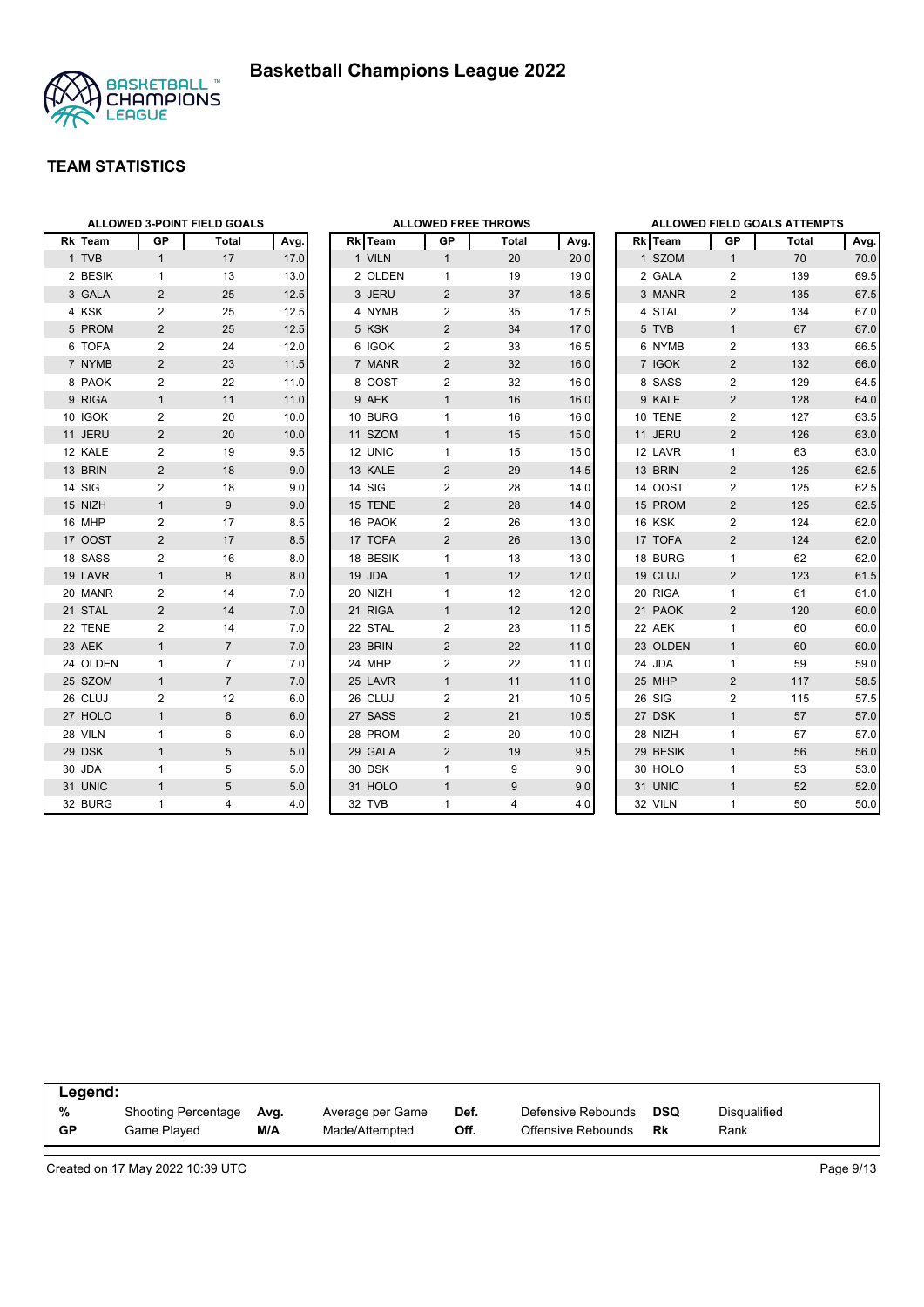# Basketball Champions League 2022

## TEAM STATISTICS

### ALLOWED 3-POINT FIELD GOALS

| Rk | Team | GP | Total | Avg. |
|---|---|---|---|---|
| 1 | TVB | 1 | 17 | 17.0 |
| 2 | BESIK | 1 | 13 | 13.0 |
| 3 | GALA | 2 | 25 | 12.5 |
| 4 | KSK | 2 | 25 | 12.5 |
| 5 | PROM | 2 | 25 | 12.5 |
| 6 | TOFA | 2 | 24 | 12.0 |
| 7 | NYMB | 2 | 23 | 11.5 |
| 8 | PAOK | 2 | 22 | 11.0 |
| 9 | RIGA | 1 | 11 | 11.0 |
| 10 | IGOK | 2 | 20 | 10.0 |
| 11 | JERU | 2 | 20 | 10.0 |
| 12 | KALE | 2 | 19 | 9.5 |
| 13 | BRIN | 2 | 18 | 9.0 |
| 14 | SIG | 2 | 18 | 9.0 |
| 15 | NIZH | 1 | 9 | 9.0 |
| 16 | MHP | 2 | 17 | 8.5 |
| 17 | OOST | 2 | 17 | 8.5 |
| 18 | SASS | 2 | 16 | 8.0 |
| 19 | LAVR | 1 | 8 | 8.0 |
| 20 | MANR | 2 | 14 | 7.0 |
| 21 | STAL | 2 | 14 | 7.0 |
| 22 | TENE | 2 | 14 | 7.0 |
| 23 | AEK | 1 | 7 | 7.0 |
| 24 | OLDEN | 1 | 7 | 7.0 |
| 25 | SZOM | 1 | 7 | 7.0 |
| 26 | CLUJ | 2 | 12 | 6.0 |
| 27 | HOLO | 1 | 6 | 6.0 |
| 28 | VILN | 1 | 6 | 6.0 |
| 29 | DSK | 1 | 5 | 5.0 |
| 30 | JDA | 1 | 5 | 5.0 |
| 31 | UNIC | 1 | 5 | 5.0 |
| 32 | BURG | 1 | 4 | 4.0 |

### ALLOWED FREE THROWS

| Rk | Team | GP | Total | Avg. |
|---|---|---|---|---|
| 1 | VILN | 1 | 20 | 20.0 |
| 2 | OLDEN | 1 | 19 | 19.0 |
| 3 | JERU | 2 | 37 | 18.5 |
| 4 | NYMB | 2 | 35 | 17.5 |
| 5 | KSK | 2 | 34 | 17.0 |
| 6 | IGOK | 2 | 33 | 16.5 |
| 7 | MANR | 2 | 32 | 16.0 |
| 8 | OOST | 2 | 32 | 16.0 |
| 9 | AEK | 1 | 16 | 16.0 |
| 10 | BURG | 1 | 16 | 16.0 |
| 11 | SZOM | 1 | 15 | 15.0 |
| 12 | UNIC | 1 | 15 | 15.0 |
| 13 | KALE | 2 | 29 | 14.5 |
| 14 | SIG | 2 | 28 | 14.0 |
| 15 | TENE | 2 | 28 | 14.0 |
| 16 | PAOK | 2 | 26 | 13.0 |
| 17 | TOFA | 2 | 26 | 13.0 |
| 18 | BESIK | 1 | 13 | 13.0 |
| 19 | JDA | 1 | 12 | 12.0 |
| 20 | NIZH | 1 | 12 | 12.0 |
| 21 | RIGA | 1 | 12 | 12.0 |
| 22 | STAL | 2 | 23 | 11.5 |
| 23 | BRIN | 2 | 22 | 11.0 |
| 24 | MHP | 2 | 22 | 11.0 |
| 25 | LAVR | 1 | 11 | 11.0 |
| 26 | CLUJ | 2 | 21 | 10.5 |
| 27 | SASS | 2 | 21 | 10.5 |
| 28 | PROM | 2 | 20 | 10.0 |
| 29 | GALA | 2 | 19 | 9.5 |
| 30 | DSK | 1 | 9 | 9.0 |
| 31 | HOLO | 1 | 9 | 9.0 |
| 32 | TVB | 1 | 4 | 4.0 |

### ALLOWED FIELD GOALS ATTEMPTS

| Rk | Team | GP | Total | Avg. |
|---|---|---|---|---|
| 1 | SZOM | 1 | 70 | 70.0 |
| 2 | GALA | 2 | 139 | 69.5 |
| 3 | MANR | 2 | 135 | 67.5 |
| 4 | STAL | 2 | 134 | 67.0 |
| 5 | TVB | 1 | 67 | 67.0 |
| 6 | NYMB | 2 | 133 | 66.5 |
| 7 | IGOK | 2 | 132 | 66.0 |
| 8 | SASS | 2 | 129 | 64.5 |
| 9 | KALE | 2 | 128 | 64.0 |
| 10 | TENE | 2 | 127 | 63.5 |
| 11 | JERU | 2 | 126 | 63.0 |
| 12 | LAVR | 1 | 63 | 63.0 |
| 13 | BRIN | 2 | 125 | 62.5 |
| 14 | OOST | 2 | 125 | 62.5 |
| 15 | PROM | 2 | 125 | 62.5 |
| 16 | KSK | 2 | 124 | 62.0 |
| 17 | TOFA | 2 | 124 | 62.0 |
| 18 | BURG | 1 | 62 | 62.0 |
| 19 | CLUJ | 2 | 123 | 61.5 |
| 20 | RIGA | 1 | 61 | 61.0 |
| 21 | PAOK | 2 | 120 | 60.0 |
| 22 | AEK | 1 | 60 | 60.0 |
| 23 | OLDEN | 1 | 60 | 60.0 |
| 24 | JDA | 1 | 59 | 59.0 |
| 25 | MHP | 2 | 117 | 58.5 |
| 26 | SIG | 2 | 115 | 57.5 |
| 27 | DSK | 1 | 57 | 57.0 |
| 28 | NIZH | 1 | 57 | 57.0 |
| 29 | BESIK | 1 | 56 | 56.0 |
| 30 | HOLO | 1 | 53 | 53.0 |
| 31 | UNIC | 1 | 52 | 52.0 |
| 32 | VILN | 1 | 50 | 50.0 |

**Legend:**

| | | | | | | | |
|---|---|---|---|---|---|---|---|
| **%** | Shooting Percentage | **Avg.** | Average per Game | **Def.** | Defensive Rebounds | **DSQ** | Disqualified |
| **GP** | Game Played | **M/A** | Made/Attempted | **Off.** | Offensive Rebounds | **Rk** | Rank |

Created on 17 May 2022 10:39 UTC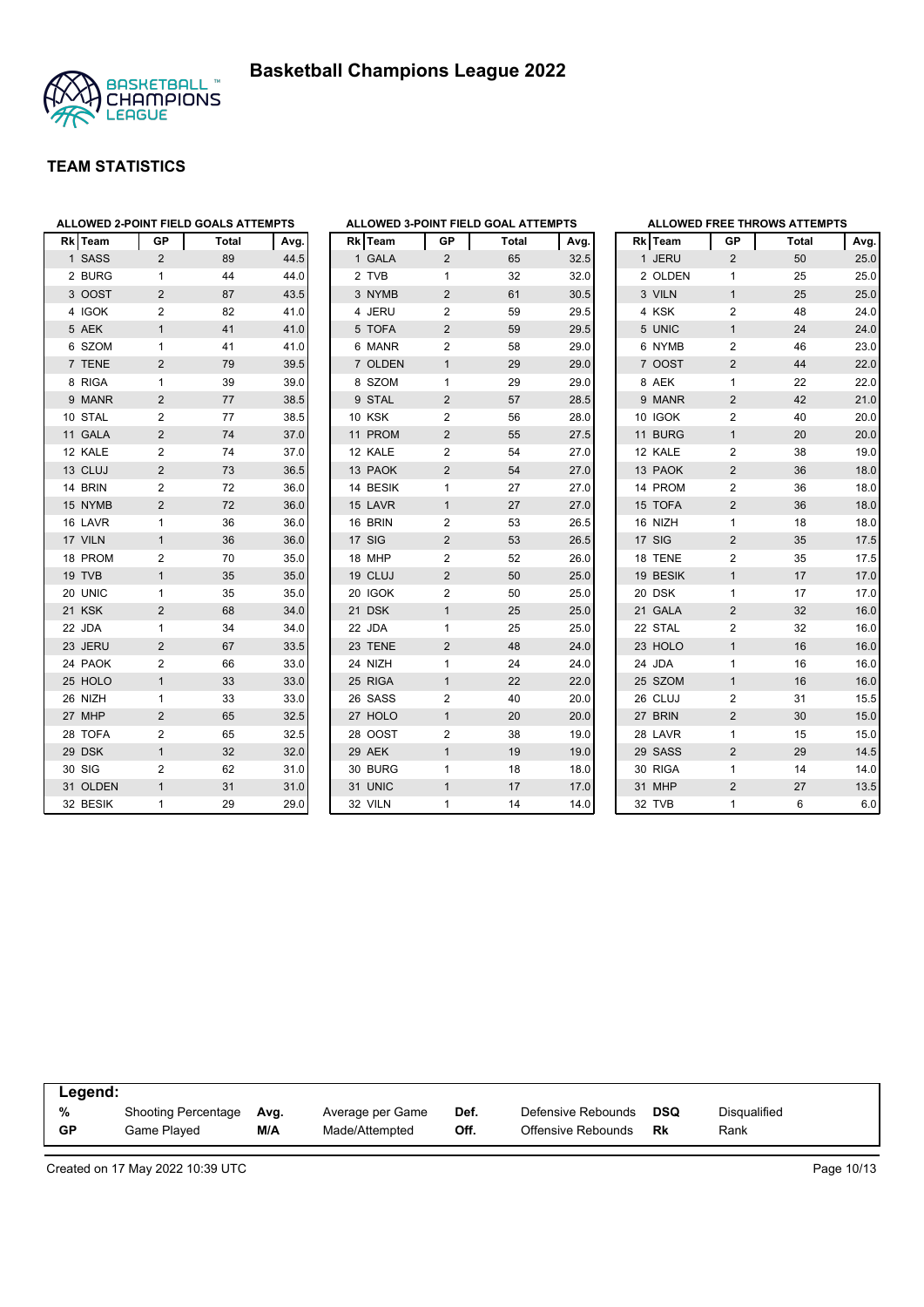# Basketball Champions League 2022

## TEAM STATISTICS

### ALLOWED 2-POINT FIELD GOALS ATTEMPTS

| Rk | Team | GP | Total | Avg. |
|---|---|---|---|---|
| 1 | SASS | 2 | 89 | 44.5 |
| 2 | BURG | 1 | 44 | 44.0 |
| 3 | OOST | 2 | 87 | 43.5 |
| 4 | IGOK | 2 | 82 | 41.0 |
| 5 | AEK | 1 | 41 | 41.0 |
| 6 | SZOM | 1 | 41 | 41.0 |
| 7 | TENE | 2 | 79 | 39.5 |
| 8 | RIGA | 1 | 39 | 39.0 |
| 9 | MANR | 2 | 77 | 38.5 |
| 10 | STAL | 2 | 77 | 38.5 |
| 11 | GALA | 2 | 74 | 37.0 |
| 12 | KALE | 2 | 74 | 37.0 |
| 13 | CLUJ | 2 | 73 | 36.5 |
| 14 | BRIN | 2 | 72 | 36.0 |
| 15 | NYMB | 2 | 72 | 36.0 |
| 16 | LAVR | 1 | 36 | 36.0 |
| 17 | VILN | 1 | 36 | 36.0 |
| 18 | PROM | 2 | 70 | 35.0 |
| 19 | TVB | 1 | 35 | 35.0 |
| 20 | UNIC | 1 | 35 | 35.0 |
| 21 | KSK | 2 | 68 | 34.0 |
| 22 | JDA | 1 | 34 | 34.0 |
| 23 | JERU | 2 | 67 | 33.5 |
| 24 | PAOK | 2 | 66 | 33.0 |
| 25 | HOLO | 1 | 33 | 33.0 |
| 26 | NIZH | 1 | 33 | 33.0 |
| 27 | MHP | 2 | 65 | 32.5 |
| 28 | TOFA | 2 | 65 | 32.5 |
| 29 | DSK | 1 | 32 | 32.0 |
| 30 | SIG | 2 | 62 | 31.0 |
| 31 | OLDEN | 1 | 31 | 31.0 |
| 32 | BESIK | 1 | 29 | 29.0 |

### ALLOWED 3-POINT FIELD GOAL ATTEMPTS

| Rk | Team | GP | Total | Avg. |
|---|---|---|---|---|
| 1 | GALA | 2 | 65 | 32.5 |
| 2 | TVB | 1 | 32 | 32.0 |
| 3 | NYMB | 2 | 61 | 30.5 |
| 4 | JERU | 2 | 59 | 29.5 |
| 5 | TOFA | 2 | 59 | 29.5 |
| 6 | MANR | 2 | 58 | 29.0 |
| 7 | OLDEN | 1 | 29 | 29.0 |
| 8 | SZOM | 1 | 29 | 29.0 |
| 9 | STAL | 2 | 57 | 28.5 |
| 10 | KSK | 2 | 56 | 28.0 |
| 11 | PROM | 2 | 55 | 27.5 |
| 12 | KALE | 2 | 54 | 27.0 |
| 13 | PAOK | 2 | 54 | 27.0 |
| 14 | BESIK | 1 | 27 | 27.0 |
| 15 | LAVR | 1 | 27 | 27.0 |
| 16 | BRIN | 2 | 53 | 26.5 |
| 17 | SIG | 2 | 53 | 26.5 |
| 18 | MHP | 2 | 52 | 26.0 |
| 19 | CLUJ | 2 | 50 | 25.0 |
| 20 | IGOK | 2 | 50 | 25.0 |
| 21 | DSK | 1 | 25 | 25.0 |
| 22 | JDA | 1 | 25 | 25.0 |
| 23 | TENE | 2 | 48 | 24.0 |
| 24 | NIZH | 1 | 24 | 24.0 |
| 25 | RIGA | 1 | 22 | 22.0 |
| 26 | SASS | 2 | 40 | 20.0 |
| 27 | HOLO | 1 | 20 | 20.0 |
| 28 | OOST | 2 | 38 | 19.0 |
| 29 | AEK | 1 | 19 | 19.0 |
| 30 | BURG | 1 | 18 | 18.0 |
| 31 | UNIC | 1 | 17 | 17.0 |
| 32 | VILN | 1 | 14 | 14.0 |

### ALLOWED FREE THROWS ATTEMPTS

| Rk | Team | GP | Total | Avg. |
|---|---|---|---|---|
| 1 | JERU | 2 | 50 | 25.0 |
| 2 | OLDEN | 1 | 25 | 25.0 |
| 3 | VILN | 1 | 25 | 25.0 |
| 4 | KSK | 2 | 48 | 24.0 |
| 5 | UNIC | 1 | 24 | 24.0 |
| 6 | NYMB | 2 | 46 | 23.0 |
| 7 | OOST | 2 | 44 | 22.0 |
| 8 | AEK | 1 | 22 | 22.0 |
| 9 | MANR | 2 | 42 | 21.0 |
| 10 | IGOK | 2 | 40 | 20.0 |
| 11 | BURG | 1 | 20 | 20.0 |
| 12 | KALE | 2 | 38 | 19.0 |
| 13 | PAOK | 2 | 36 | 18.0 |
| 14 | PROM | 2 | 36 | 18.0 |
| 15 | TOFA | 2 | 36 | 18.0 |
| 16 | NIZH | 1 | 18 | 18.0 |
| 17 | SIG | 2 | 35 | 17.5 |
| 18 | TENE | 2 | 35 | 17.5 |
| 19 | BESIK | 1 | 17 | 17.0 |
| 20 | DSK | 1 | 17 | 17.0 |
| 21 | GALA | 2 | 32 | 16.0 |
| 22 | STAL | 2 | 32 | 16.0 |
| 23 | HOLO | 1 | 16 | 16.0 |
| 24 | JDA | 1 | 16 | 16.0 |
| 25 | SZOM | 1 | 16 | 16.0 |
| 26 | CLUJ | 2 | 31 | 15.5 |
| 27 | BRIN | 2 | 30 | 15.0 |
| 28 | LAVR | 1 | 15 | 15.0 |
| 29 | SASS | 2 | 29 | 14.5 |
| 30 | RIGA | 1 | 14 | 14.0 |
| 31 | MHP | 2 | 27 | 13.5 |
| 32 | TVB | 1 | 6 | 6.0 |

**Legend:**

| | | | | | | | |
|---|---|---|---|---|---|---|---|
| % | Shooting Percentage | Avg. | Average per Game | Def. | Defensive Rebounds | DSQ | Disqualified |
| GP | Game Played | M/A | Made/Attempted | Off. | Offensive Rebounds | Rk | Rank |

Created on 17 May 2022 10:39 UTC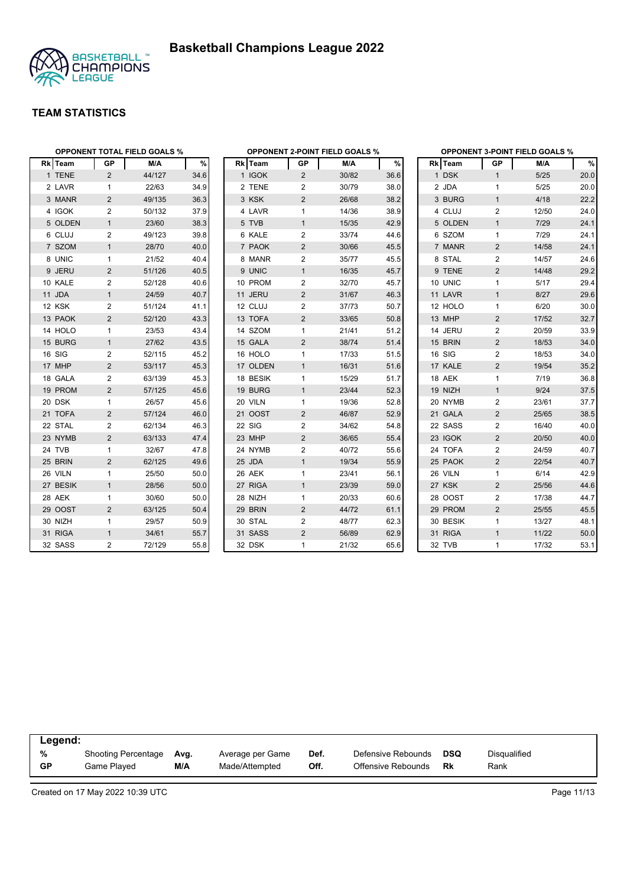# Basketball Champions League 2022

## TEAM STATISTICS

### OPPONENT TOTAL FIELD GOALS %

| Rk | Team | GP | M/A | % |
|---|---|---|---|---|
| 1 | TENE | 2 | 44/127 | 34.6 |
| 2 | LAVR | 1 | 22/63 | 34.9 |
| 3 | MANR | 2 | 49/135 | 36.3 |
| 4 | IGOK | 2 | 50/132 | 37.9 |
| 5 | OLDEN | 1 | 23/60 | 38.3 |
| 6 | CLUJ | 2 | 49/123 | 39.8 |
| 7 | SZOM | 1 | 28/70 | 40.0 |
| 8 | UNIC | 1 | 21/52 | 40.4 |
| 9 | JERU | 2 | 51/126 | 40.5 |
| 10 | KALE | 2 | 52/128 | 40.6 |
| 11 | JDA | 1 | 24/59 | 40.7 |
| 12 | KSK | 2 | 51/124 | 41.1 |
| 13 | PAOK | 2 | 52/120 | 43.3 |
| 14 | HOLO | 1 | 23/53 | 43.4 |
| 15 | BURG | 1 | 27/62 | 43.5 |
| 16 | SIG | 2 | 52/115 | 45.2 |
| 17 | MHP | 2 | 53/117 | 45.3 |
| 18 | GALA | 2 | 63/139 | 45.3 |
| 19 | PROM | 2 | 57/125 | 45.6 |
| 20 | DSK | 1 | 26/57 | 45.6 |
| 21 | TOFA | 2 | 57/124 | 46.0 |
| 22 | STAL | 2 | 62/134 | 46.3 |
| 23 | NYMB | 2 | 63/133 | 47.4 |
| 24 | TVB | 1 | 32/67 | 47.8 |
| 25 | BRIN | 2 | 62/125 | 49.6 |
| 26 | VILN | 1 | 25/50 | 50.0 |
| 27 | BESIK | 1 | 28/56 | 50.0 |
| 28 | AEK | 1 | 30/60 | 50.0 |
| 29 | OOST | 2 | 63/125 | 50.4 |
| 30 | NIZH | 1 | 29/57 | 50.9 |
| 31 | RIGA | 1 | 34/61 | 55.7 |
| 32 | SASS | 2 | 72/129 | 55.8 |

### OPPONENT 2-POINT FIELD GOALS %

| Rk | Team | GP | M/A | % |
|---|---|---|---|---|
| 1 | IGOK | 2 | 30/82 | 36.6 |
| 2 | TENE | 2 | 30/79 | 38.0 |
| 3 | KSK | 2 | 26/68 | 38.2 |
| 4 | LAVR | 1 | 14/36 | 38.9 |
| 5 | TVB | 1 | 15/35 | 42.9 |
| 6 | KALE | 2 | 33/74 | 44.6 |
| 7 | PAOK | 2 | 30/66 | 45.5 |
| 8 | MANR | 2 | 35/77 | 45.5 |
| 9 | UNIC | 1 | 16/35 | 45.7 |
| 10 | PROM | 2 | 32/70 | 45.7 |
| 11 | JERU | 2 | 31/67 | 46.3 |
| 12 | CLUJ | 2 | 37/73 | 50.7 |
| 13 | TOFA | 2 | 33/65 | 50.8 |
| 14 | SZOM | 1 | 21/41 | 51.2 |
| 15 | GALA | 2 | 38/74 | 51.4 |
| 16 | HOLO | 1 | 17/33 | 51.5 |
| 17 | OLDEN | 1 | 16/31 | 51.6 |
| 18 | BESIK | 1 | 15/29 | 51.7 |
| 19 | BURG | 1 | 23/44 | 52.3 |
| 20 | VILN | 1 | 19/36 | 52.8 |
| 21 | OOST | 2 | 46/87 | 52.9 |
| 22 | SIG | 2 | 34/62 | 54.8 |
| 23 | MHP | 2 | 36/65 | 55.4 |
| 24 | NYMB | 2 | 40/72 | 55.6 |
| 25 | JDA | 1 | 19/34 | 55.9 |
| 26 | AEK | 1 | 23/41 | 56.1 |
| 27 | RIGA | 1 | 23/39 | 59.0 |
| 28 | NIZH | 1 | 20/33 | 60.6 |
| 29 | BRIN | 2 | 44/72 | 61.1 |
| 30 | STAL | 2 | 48/77 | 62.3 |
| 31 | SASS | 2 | 56/89 | 62.9 |
| 32 | DSK | 1 | 21/32 | 65.6 |

### OPPONENT 3-POINT FIELD GOALS %

| Rk | Team | GP | M/A | % |
|---|---|---|---|---|
| 1 | DSK | 1 | 5/25 | 20.0 |
| 2 | JDA | 1 | 5/25 | 20.0 |
| 3 | BURG | 1 | 4/18 | 22.2 |
| 4 | CLUJ | 2 | 12/50 | 24.0 |
| 5 | OLDEN | 1 | 7/29 | 24.1 |
| 6 | SZOM | 1 | 7/29 | 24.1 |
| 7 | MANR | 2 | 14/58 | 24.1 |
| 8 | STAL | 2 | 14/57 | 24.6 |
| 9 | TENE | 2 | 14/48 | 29.2 |
| 10 | UNIC | 1 | 5/17 | 29.4 |
| 11 | LAVR | 1 | 8/27 | 29.6 |
| 12 | HOLO | 1 | 6/20 | 30.0 |
| 13 | MHP | 2 | 17/52 | 32.7 |
| 14 | JERU | 2 | 20/59 | 33.9 |
| 15 | BRIN | 2 | 18/53 | 34.0 |
| 16 | SIG | 2 | 18/53 | 34.0 |
| 17 | KALE | 2 | 19/54 | 35.2 |
| 18 | AEK | 1 | 7/19 | 36.8 |
| 19 | NIZH | 1 | 9/24 | 37.5 |
| 20 | NYMB | 2 | 23/61 | 37.7 |
| 21 | GALA | 2 | 25/65 | 38.5 |
| 22 | SASS | 2 | 16/40 | 40.0 |
| 23 | IGOK | 2 | 20/50 | 40.0 |
| 24 | TOFA | 2 | 24/59 | 40.7 |
| 25 | PAOK | 2 | 22/54 | 40.7 |
| 26 | VILN | 1 | 6/14 | 42.9 |
| 27 | KSK | 2 | 25/56 | 44.6 |
| 28 | OOST | 2 | 17/38 | 44.7 |
| 29 | PROM | 2 | 25/55 | 45.5 |
| 30 | BESIK | 1 | 13/27 | 48.1 |
| 31 | RIGA | 1 | 11/22 | 50.0 |
| 32 | TVB | 1 | 17/32 | 53.1 |

**Legend:**

| | | | | | | | |
|---|---|---|---|---|---|---|---|
| % | Shooting Percentage | Avg. | Average per Game | Def. | Defensive Rebounds | DSQ | Disqualified |
| GP | Game Played | M/A | Made/Attempted | Off. | Offensive Rebounds | Rk | Rank |

Created on 17 May 2022 10:39 UTC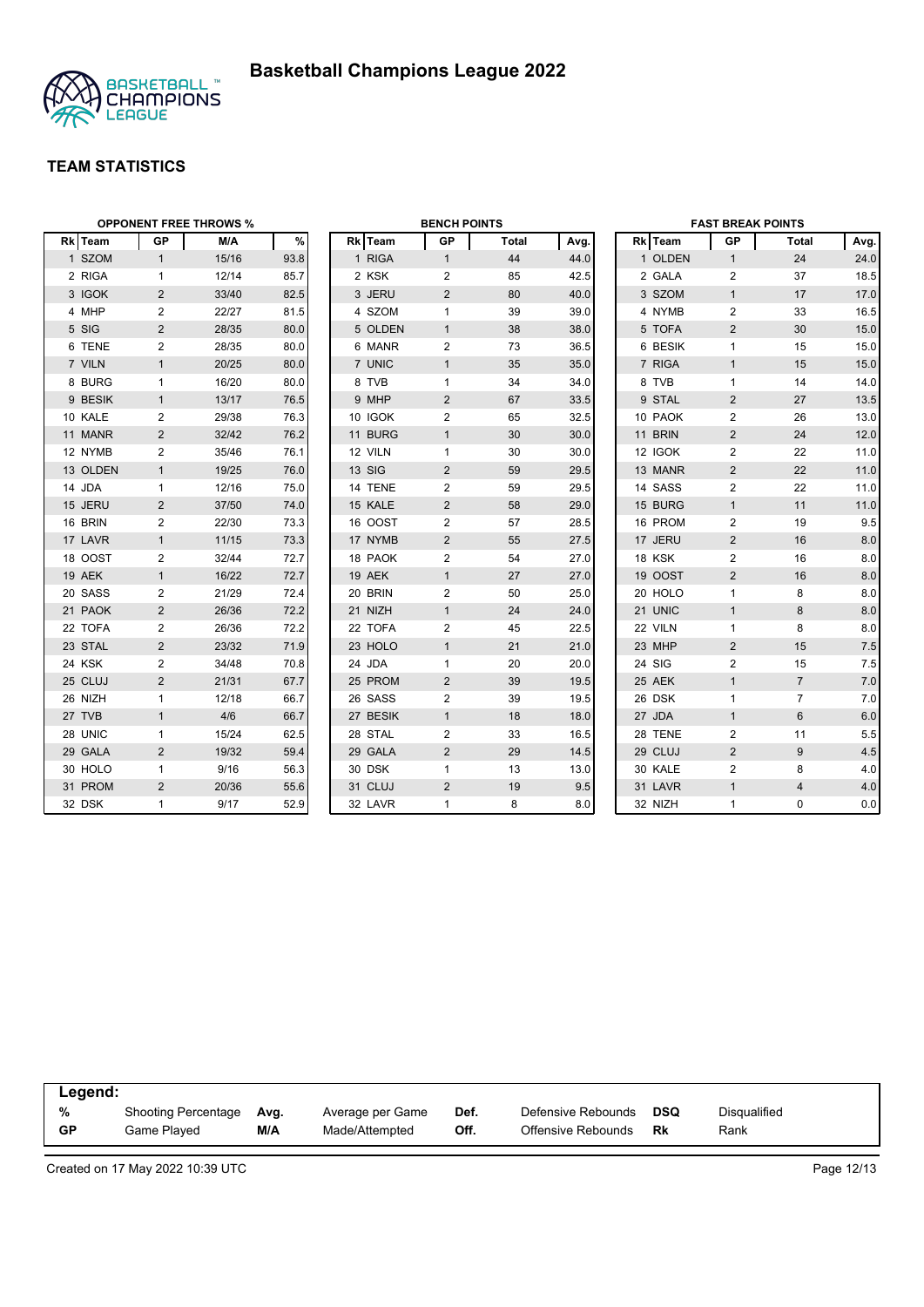# Basketball Champions League 2022

## TEAM STATISTICS

### OPPONENT FREE THROWS %

| Rk | Team | GP | M/A | % |
|---|---|---|---|---|
| 1 | SZOM | 1 | 15/16 | 93.8 |
| 2 | RIGA | 1 | 12/14 | 85.7 |
| 3 | IGOK | 2 | 33/40 | 82.5 |
| 4 | MHP | 2 | 22/27 | 81.5 |
| 5 | SIG | 2 | 28/35 | 80.0 |
| 6 | TENE | 2 | 28/35 | 80.0 |
| 7 | VILN | 1 | 20/25 | 80.0 |
| 8 | BURG | 1 | 16/20 | 80.0 |
| 9 | BESIK | 1 | 13/17 | 76.5 |
| 10 | KALE | 2 | 29/38 | 76.3 |
| 11 | MANR | 2 | 32/42 | 76.2 |
| 12 | NYMB | 2 | 35/46 | 76.1 |
| 13 | OLDEN | 1 | 19/25 | 76.0 |
| 14 | JDA | 1 | 12/16 | 75.0 |
| 15 | JERU | 2 | 37/50 | 74.0 |
| 16 | BRIN | 2 | 22/30 | 73.3 |
| 17 | LAVR | 1 | 11/15 | 73.3 |
| 18 | OOST | 2 | 32/44 | 72.7 |
| 19 | AEK | 1 | 16/22 | 72.7 |
| 20 | SASS | 2 | 21/29 | 72.4 |
| 21 | PAOK | 2 | 26/36 | 72.2 |
| 22 | TOFA | 2 | 26/36 | 72.2 |
| 23 | STAL | 2 | 23/32 | 71.9 |
| 24 | KSK | 2 | 34/48 | 70.8 |
| 25 | CLUJ | 2 | 21/31 | 67.7 |
| 26 | NIZH | 1 | 12/18 | 66.7 |
| 27 | TVB | 1 | 4/6 | 66.7 |
| 28 | UNIC | 1 | 15/24 | 62.5 |
| 29 | GALA | 2 | 19/32 | 59.4 |
| 30 | HOLO | 1 | 9/16 | 56.3 |
| 31 | PROM | 2 | 20/36 | 55.6 |
| 32 | DSK | 1 | 9/17 | 52.9 |

### BENCH POINTS

| Rk | Team | GP | Total | Avg. |
|---|---|---|---|---|
| 1 | RIGA | 1 | 44 | 44.0 |
| 2 | KSK | 2 | 85 | 42.5 |
| 3 | JERU | 2 | 80 | 40.0 |
| 4 | SZOM | 1 | 39 | 39.0 |
| 5 | OLDEN | 1 | 38 | 38.0 |
| 6 | MANR | 2 | 73 | 36.5 |
| 7 | UNIC | 1 | 35 | 35.0 |
| 8 | TVB | 1 | 34 | 34.0 |
| 9 | MHP | 2 | 67 | 33.5 |
| 10 | IGOK | 2 | 65 | 32.5 |
| 11 | BURG | 1 | 30 | 30.0 |
| 12 | VILN | 1 | 30 | 30.0 |
| 13 | SIG | 2 | 59 | 29.5 |
| 14 | TENE | 2 | 59 | 29.5 |
| 15 | KALE | 2 | 58 | 29.0 |
| 16 | OOST | 2 | 57 | 28.5 |
| 17 | NYMB | 2 | 55 | 27.5 |
| 18 | PAOK | 2 | 54 | 27.0 |
| 19 | AEK | 1 | 27 | 27.0 |
| 20 | BRIN | 2 | 50 | 25.0 |
| 21 | NIZH | 1 | 24 | 24.0 |
| 22 | TOFA | 2 | 45 | 22.5 |
| 23 | HOLO | 1 | 21 | 21.0 |
| 24 | JDA | 1 | 20 | 20.0 |
| 25 | PROM | 2 | 39 | 19.5 |
| 26 | SASS | 2 | 39 | 19.5 |
| 27 | BESIK | 1 | 18 | 18.0 |
| 28 | STAL | 2 | 33 | 16.5 |
| 29 | GALA | 2 | 29 | 14.5 |
| 30 | DSK | 1 | 13 | 13.0 |
| 31 | CLUJ | 2 | 19 | 9.5 |
| 32 | LAVR | 1 | 8 | 8.0 |

### FAST BREAK POINTS

| Rk | Team | GP | Total | Avg. |
|---|---|---|---|---|
| 1 | OLDEN | 1 | 24 | 24.0 |
| 2 | GALA | 2 | 37 | 18.5 |
| 3 | SZOM | 1 | 17 | 17.0 |
| 4 | NYMB | 2 | 33 | 16.5 |
| 5 | TOFA | 2 | 30 | 15.0 |
| 6 | BESIK | 1 | 15 | 15.0 |
| 7 | RIGA | 1 | 15 | 15.0 |
| 8 | TVB | 1 | 14 | 14.0 |
| 9 | STAL | 2 | 27 | 13.5 |
| 10 | PAOK | 2 | 26 | 13.0 |
| 11 | BRIN | 2 | 24 | 12.0 |
| 12 | IGOK | 2 | 22 | 11.0 |
| 13 | MANR | 2 | 22 | 11.0 |
| 14 | SASS | 2 | 22 | 11.0 |
| 15 | BURG | 1 | 11 | 11.0 |
| 16 | PROM | 2 | 19 | 9.5 |
| 17 | JERU | 2 | 16 | 8.0 |
| 18 | KSK | 2 | 16 | 8.0 |
| 19 | OOST | 2 | 16 | 8.0 |
| 20 | HOLO | 1 | 8 | 8.0 |
| 21 | UNIC | 1 | 8 | 8.0 |
| 22 | VILN | 1 | 8 | 8.0 |
| 23 | MHP | 2 | 15 | 7.5 |
| 24 | SIG | 2 | 15 | 7.5 |
| 25 | AEK | 1 | 7 | 7.0 |
| 26 | DSK | 1 | 7 | 7.0 |
| 27 | JDA | 1 | 6 | 6.0 |
| 28 | TENE | 2 | 11 | 5.5 |
| 29 | CLUJ | 2 | 9 | 4.5 |
| 30 | KALE | 2 | 8 | 4.0 |
| 31 | LAVR | 1 | 4 | 4.0 |
| 32 | NIZH | 1 | 0 | 0.0 |

**Legend:**

| | | | | | | | |
|---|---|---|---|---|---|---|---|
| % | Shooting Percentage | Avg. | Average per Game | Def. | Defensive Rebounds | DSQ | Disqualified |
| GP | Game Played | M/A | Made/Attempted | Off. | Offensive Rebounds | Rk | Rank |

Created on 17 May 2022 10:39 UTC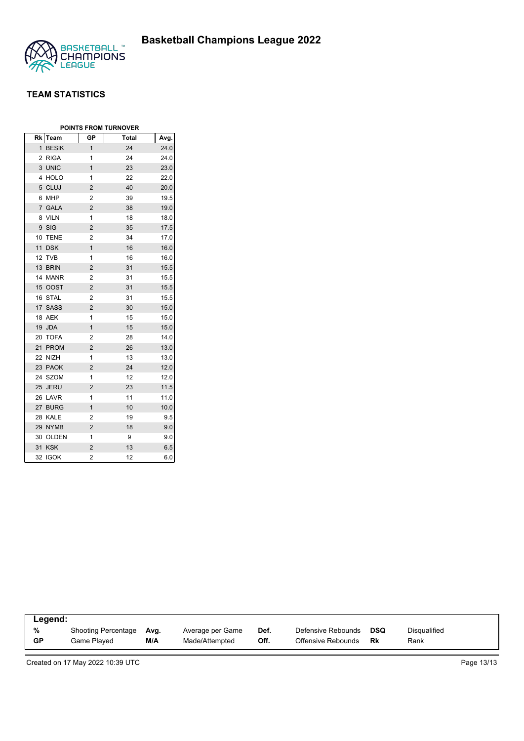# Basketball Champions League 2022

## TEAM STATISTICS

**POINTS FROM TURNOVER**

| Rk | Team | GP | Total | Avg. |
|---|---|---|---|---|
| 1 | BESIK | 1 | 24 | 24.0 |
| 2 | RIGA | 1 | 24 | 24.0 |
| 3 | UNIC | 1 | 23 | 23.0 |
| 4 | HOLO | 1 | 22 | 22.0 |
| 5 | CLUJ | 2 | 40 | 20.0 |
| 6 | MHP | 2 | 39 | 19.5 |
| 7 | GALA | 2 | 38 | 19.0 |
| 8 | VILN | 1 | 18 | 18.0 |
| 9 | SIG | 2 | 35 | 17.5 |
| 10 | TENE | 2 | 34 | 17.0 |
| 11 | DSK | 1 | 16 | 16.0 |
| 12 | TVB | 1 | 16 | 16.0 |
| 13 | BRIN | 2 | 31 | 15.5 |
| 14 | MANR | 2 | 31 | 15.5 |
| 15 | OOST | 2 | 31 | 15.5 |
| 16 | STAL | 2 | 31 | 15.5 |
| 17 | SASS | 2 | 30 | 15.0 |
| 18 | AEK | 1 | 15 | 15.0 |
| 19 | JDA | 1 | 15 | 15.0 |
| 20 | TOFA | 2 | 28 | 14.0 |
| 21 | PROM | 2 | 26 | 13.0 |
| 22 | NIZH | 1 | 13 | 13.0 |
| 23 | PAOK | 2 | 24 | 12.0 |
| 24 | SZOM | 1 | 12 | 12.0 |
| 25 | JERU | 2 | 23 | 11.5 |
| 26 | LAVR | 1 | 11 | 11.0 |
| 27 | BURG | 1 | 10 | 10.0 |
| 28 | KALE | 2 | 19 | 9.5 |
| 29 | NYMB | 2 | 18 | 9.0 |
| 30 | OLDEN | 1 | 9 | 9.0 |
| 31 | KSK | 2 | 13 | 6.5 |
| 32 | IGOK | 2 | 12 | 6.0 |

**Legend:**

| | | | | | | | |
|---|---|---|---|---|---|---|---|
| **%** | Shooting Percentage | **Avg.** | Average per Game | **Def.** | Defensive Rebounds | **DSQ** | Disqualified |
| **GP** | Game Played | **M/A** | Made/Attempted | **Off.** | Offensive Rebounds | **Rk** | Rank |

Created on 17 May 2022 10:39 UTC